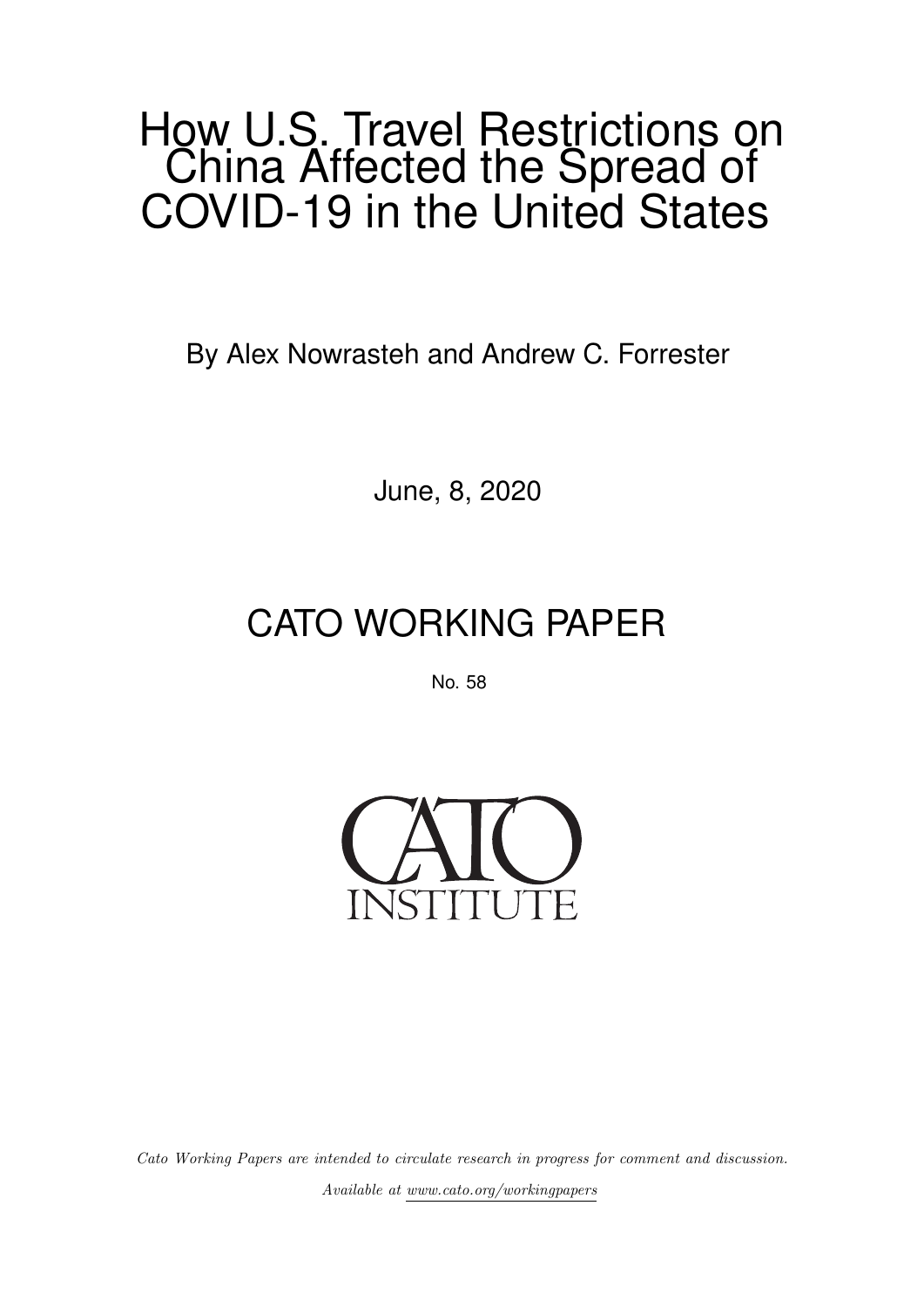# How U.S. Travel Restrictions on China Affected the Spread of COVID-19 in the United States

By Alex Nowrasteh and Andrew C. Forrester

June, 8, 2020

## CATO WORKING PAPER

No. 58

CATO INSTITUTE

*Cato Working Papers are intended to circulate research in progress for comment and discussion.*

*Available at www.cato.org/workingpapers*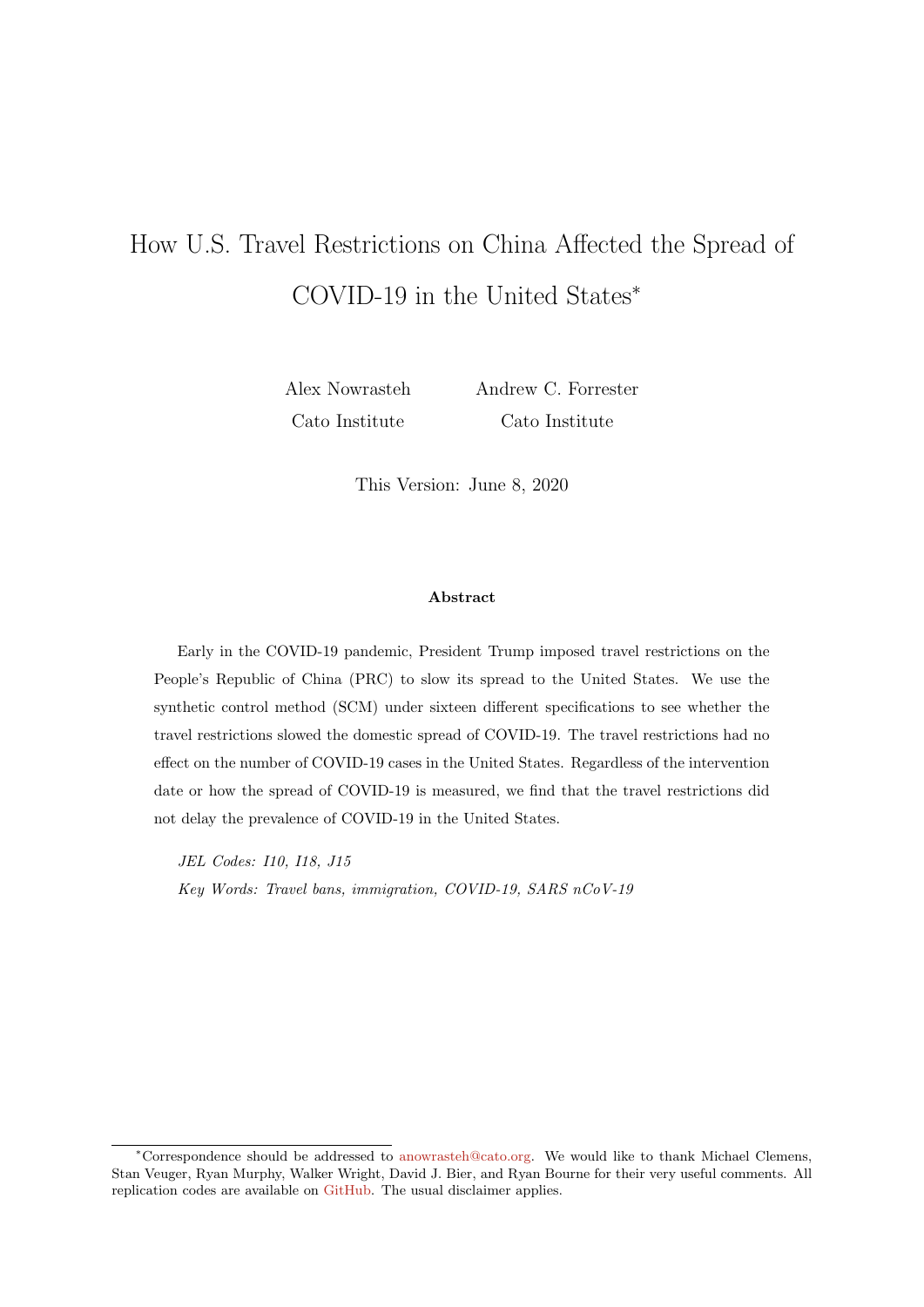# How U.S. Travel Restrictions on China Affected the Spread of COVID-19 in the United States*

Alex Nowrasteh
Cato Institute

Andrew C. Forrester
Cato Institute

This Version: June 8, 2020

**Abstract**

Early in the COVID-19 pandemic, President Trump imposed travel restrictions on the People's Republic of China (PRC) to slow its spread to the United States. We use the synthetic control method (SCM) under sixteen different specifications to see whether the travel restrictions slowed the domestic spread of COVID-19. The travel restrictions had no effect on the number of COVID-19 cases in the United States. Regardless of the intervention date or how the spread of COVID-19 is measured, we find that the travel restrictions did not delay the prevalence of COVID-19 in the United States.

*JEL Codes: I10, I18, J15*

*Key Words: Travel bans, immigration, COVID-19, SARS nCoV-19*

---

*Correspondence should be addressed to anowrasteh@cato.org. We would like to thank Michael Clemens, Stan Veuger, Ryan Murphy, Walker Wright, David J. Bier, and Ryan Bourne for their very useful comments. All replication codes are available on GitHub. The usual disclaimer applies.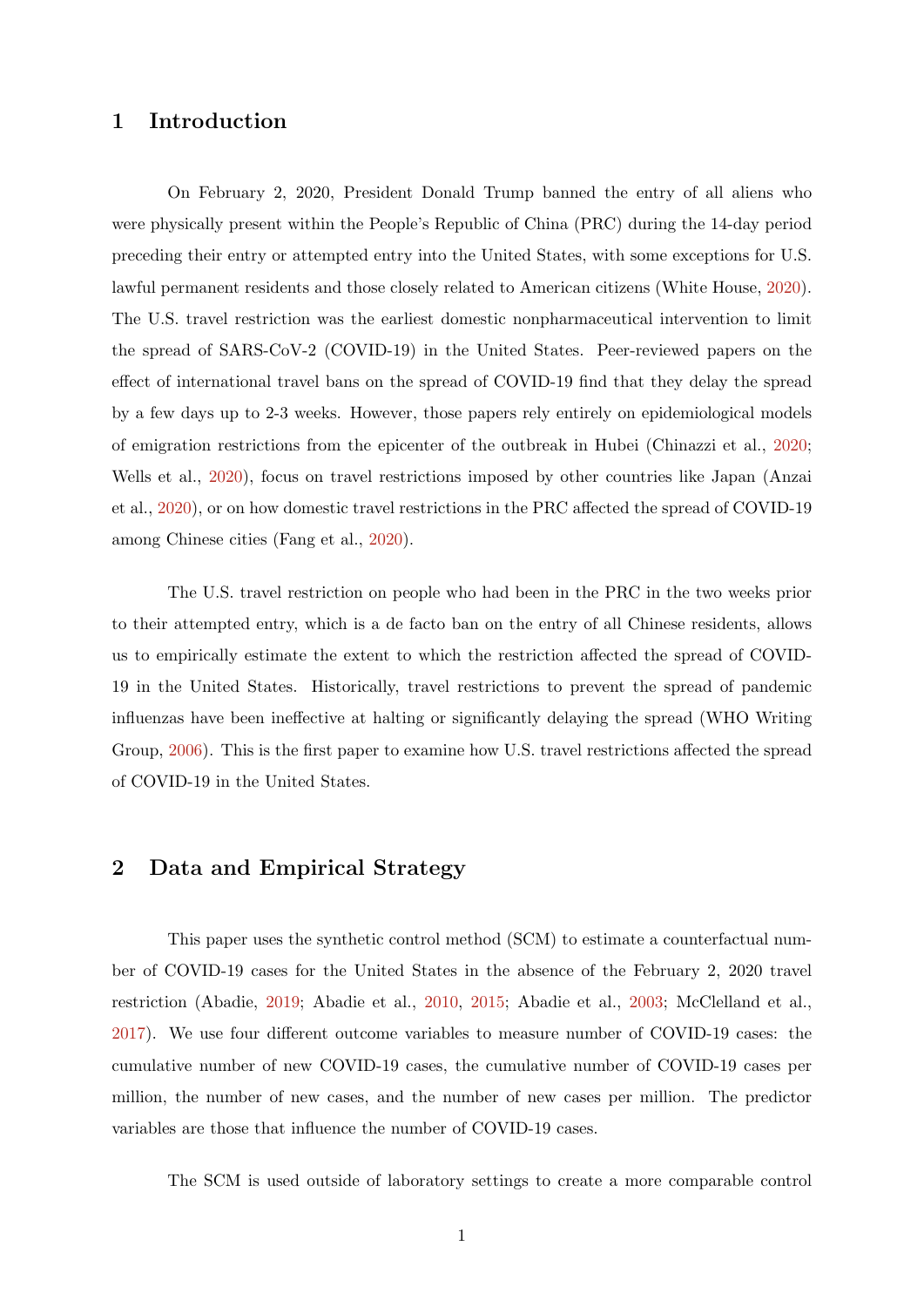# 1 Introduction

On February 2, 2020, President Donald Trump banned the entry of all aliens who were physically present within the People's Republic of China (PRC) during the 14-day period preceding their entry or attempted entry into the United States, with some exceptions for U.S. lawful permanent residents and those closely related to American citizens (White House, 2020). The U.S. travel restriction was the earliest domestic nonpharmaceutical intervention to limit the spread of SARS-CoV-2 (COVID-19) in the United States. Peer-reviewed papers on the effect of international travel bans on the spread of COVID-19 find that they delay the spread by a few days up to 2-3 weeks. However, those papers rely entirely on epidemiological models of emigration restrictions from the epicenter of the outbreak in Hubei (Chinazzi et al., 2020; Wells et al., 2020), focus on travel restrictions imposed by other countries like Japan (Anzai et al., 2020), or on how domestic travel restrictions in the PRC affected the spread of COVID-19 among Chinese cities (Fang et al., 2020).

The U.S. travel restriction on people who had been in the PRC in the two weeks prior to their attempted entry, which is a de facto ban on the entry of all Chinese residents, allows us to empirically estimate the extent to which the restriction affected the spread of COVID-19 in the United States. Historically, travel restrictions to prevent the spread of pandemic influenzas have been ineffective at halting or significantly delaying the spread (WHO Writing Group, 2006). This is the first paper to examine how U.S. travel restrictions affected the spread of COVID-19 in the United States.

# 2 Data and Empirical Strategy

This paper uses the synthetic control method (SCM) to estimate a counterfactual number of COVID-19 cases for the United States in the absence of the February 2, 2020 travel restriction (Abadie, 2019; Abadie et al., 2010, 2015; Abadie et al., 2003; McClelland et al., 2017). We use four different outcome variables to measure number of COVID-19 cases: the cumulative number of new COVID-19 cases, the cumulative number of COVID-19 cases per million, the number of new cases, and the number of new cases per million. The predictor variables are those that influence the number of COVID-19 cases.

The SCM is used outside of laboratory settings to create a more comparable control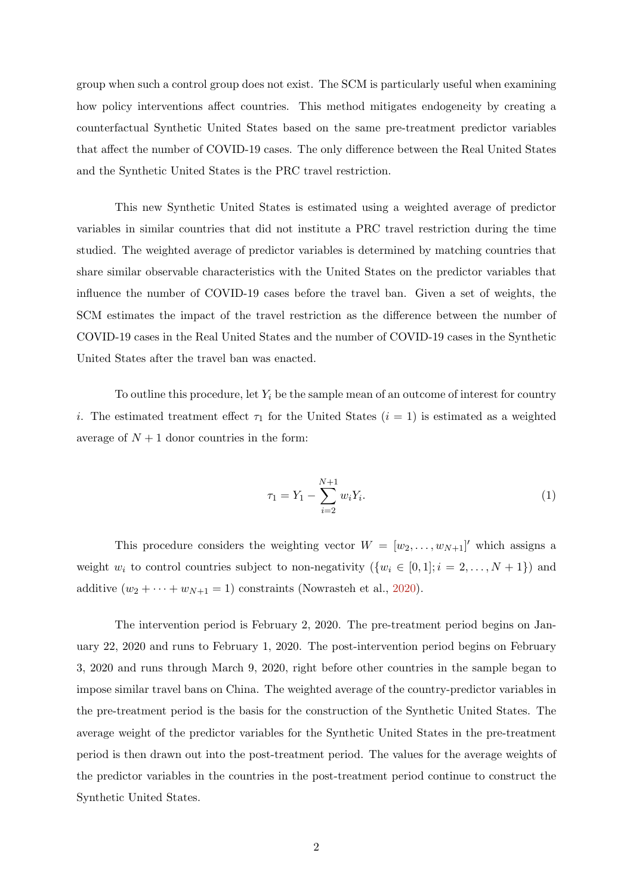group when such a control group does not exist. The SCM is particularly useful when examining how policy interventions affect countries. This method mitigates endogeneity by creating a counterfactual Synthetic United States based on the same pre-treatment predictor variables that affect the number of COVID-19 cases. The only difference between the Real United States and the Synthetic United States is the PRC travel restriction.

This new Synthetic United States is estimated using a weighted average of predictor variables in similar countries that did not institute a PRC travel restriction during the time studied. The weighted average of predictor variables is determined by matching countries that share similar observable characteristics with the United States on the predictor variables that influence the number of COVID-19 cases before the travel ban. Given a set of weights, the SCM estimates the impact of the travel restriction as the difference between the number of COVID-19 cases in the Real United States and the number of COVID-19 cases in the Synthetic United States after the travel ban was enacted.

To outline this procedure, let $Y_i$ be the sample mean of an outcome of interest for country $i$. The estimated treatment effect $\tau_1$ for the United States ($i = 1$) is estimated as a weighted average of $N + 1$ donor countries in the form:

$$\tau_1 = Y_1 - \sum_{i=2}^{N+1} w_i Y_i. \tag{1}$$

This procedure considers the weighting vector $W = [w_2, \ldots, w_{N+1}]'$ which assigns a weight $w_i$ to control countries subject to non-negativity ($\{w_i \in [0, 1]; i = 2, \ldots, N + 1\}$) and additive ($w_2 + \cdots + w_{N+1} = 1$) constraints (Nowrasteh et al., 2020).

The intervention period is February 2, 2020. The pre-treatment period begins on January 22, 2020 and runs to February 1, 2020. The post-intervention period begins on February 3, 2020 and runs through March 9, 2020, right before other countries in the sample began to impose similar travel bans on China. The weighted average of the country-predictor variables in the pre-treatment period is the basis for the construction of the Synthetic United States. The average weight of the predictor variables for the Synthetic United States in the pre-treatment period is then drawn out into the post-treatment period. The values for the average weights of the predictor variables in the countries in the post-treatment period continue to construct the Synthetic United States.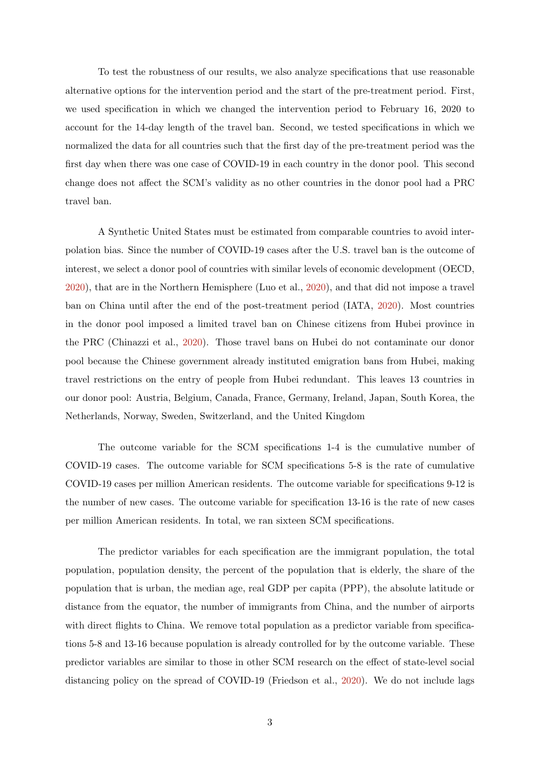To test the robustness of our results, we also analyze specifications that use reasonable alternative options for the intervention period and the start of the pre-treatment period. First, we used specification in which we changed the intervention period to February 16, 2020 to account for the 14-day length of the travel ban. Second, we tested specifications in which we normalized the data for all countries such that the first day of the pre-treatment period was the first day when there was one case of COVID-19 in each country in the donor pool. This second change does not affect the SCM's validity as no other countries in the donor pool had a PRC travel ban.

A Synthetic United States must be estimated from comparable countries to avoid interpolation bias. Since the number of COVID-19 cases after the U.S. travel ban is the outcome of interest, we select a donor pool of countries with similar levels of economic development (OECD, 2020), that are in the Northern Hemisphere (Luo et al., 2020), and that did not impose a travel ban on China until after the end of the post-treatment period (IATA, 2020). Most countries in the donor pool imposed a limited travel ban on Chinese citizens from Hubei province in the PRC (Chinazzi et al., 2020). Those travel bans on Hubei do not contaminate our donor pool because the Chinese government already instituted emigration bans from Hubei, making travel restrictions on the entry of people from Hubei redundant. This leaves 13 countries in our donor pool: Austria, Belgium, Canada, France, Germany, Ireland, Japan, South Korea, the Netherlands, Norway, Sweden, Switzerland, and the United Kingdom

The outcome variable for the SCM specifications 1-4 is the cumulative number of COVID-19 cases. The outcome variable for SCM specifications 5-8 is the rate of cumulative COVID-19 cases per million American residents. The outcome variable for specifications 9-12 is the number of new cases. The outcome variable for specification 13-16 is the rate of new cases per million American residents. In total, we ran sixteen SCM specifications.

The predictor variables for each specification are the immigrant population, the total population, population density, the percent of the population that is elderly, the share of the population that is urban, the median age, real GDP per capita (PPP), the absolute latitude or distance from the equator, the number of immigrants from China, and the number of airports with direct flights to China. We remove total population as a predictor variable from specifications 5-8 and 13-16 because population is already controlled for by the outcome variable. These predictor variables are similar to those in other SCM research on the effect of state-level social distancing policy on the spread of COVID-19 (Friedson et al., 2020). We do not include lags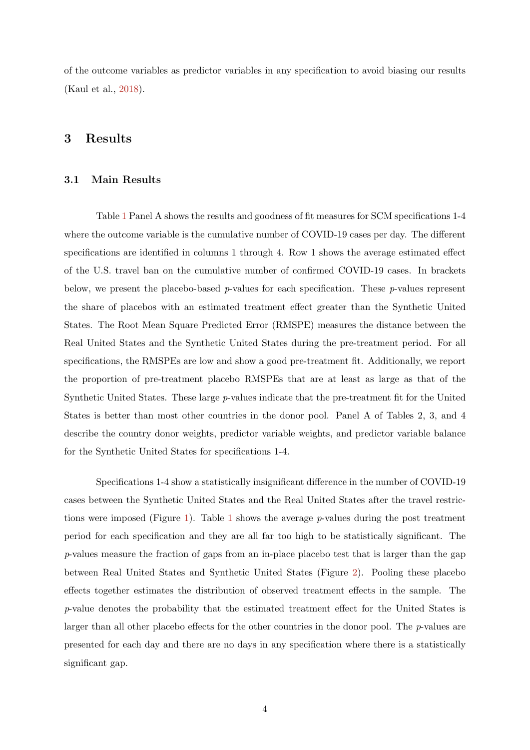of the outcome variables as predictor variables in any specification to avoid biasing our results (Kaul et al., 2018).

## 3 Results

### 3.1 Main Results

Table 1 Panel A shows the results and goodness of fit measures for SCM specifications 1-4 where the outcome variable is the cumulative number of COVID-19 cases per day. The different specifications are identified in columns 1 through 4. Row 1 shows the average estimated effect of the U.S. travel ban on the cumulative number of confirmed COVID-19 cases. In brackets below, we present the placebo-based $p$-values for each specification. These $p$-values represent the share of placebos with an estimated treatment effect greater than the Synthetic United States. The Root Mean Square Predicted Error (RMSPE) measures the distance between the Real United States and the Synthetic United States during the pre-treatment period. For all specifications, the RMSPEs are low and show a good pre-treatment fit. Additionally, we report the proportion of pre-treatment placebo RMSPEs that are at least as large as that of the Synthetic United States. These large $p$-values indicate that the pre-treatment fit for the United States is better than most other countries in the donor pool. Panel A of Tables 2, 3, and 4 describe the country donor weights, predictor variable weights, and predictor variable balance for the Synthetic United States for specifications 1-4.

Specifications 1-4 show a statistically insignificant difference in the number of COVID-19 cases between the Synthetic United States and the Real United States after the travel restrictions were imposed (Figure 1). Table 1 shows the average $p$-values during the post treatment period for each specification and they are all far too high to be statistically significant. The $p$-values measure the fraction of gaps from an in-place placebo test that is larger than the gap between Real United States and Synthetic United States (Figure 2). Pooling these placebo effects together estimates the distribution of observed treatment effects in the sample. The $p$-value denotes the probability that the estimated treatment effect for the United States is larger than all other placebo effects for the other countries in the donor pool. The $p$-values are presented for each day and there are no days in any specification where there is a statistically significant gap.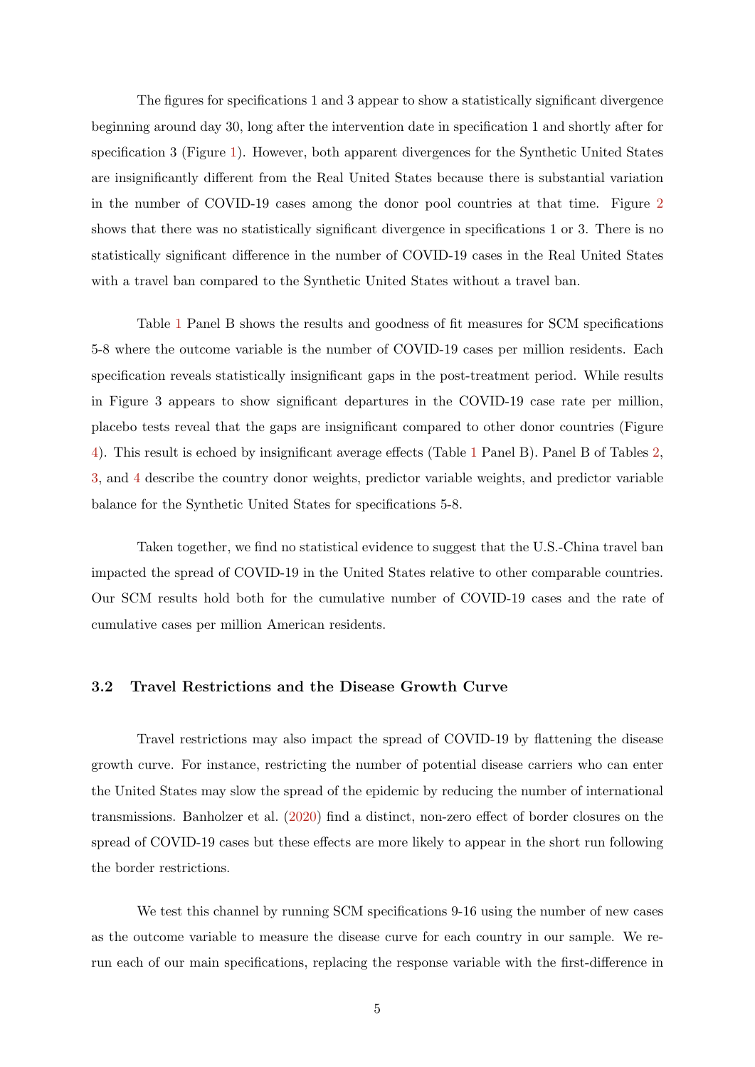The figures for specifications 1 and 3 appear to show a statistically significant divergence beginning around day 30, long after the intervention date in specification 1 and shortly after for specification 3 (Figure 1). However, both apparent divergences for the Synthetic United States are insignificantly different from the Real United States because there is substantial variation in the number of COVID-19 cases among the donor pool countries at that time. Figure 2 shows that there was no statistically significant divergence in specifications 1 or 3. There is no statistically significant difference in the number of COVID-19 cases in the Real United States with a travel ban compared to the Synthetic United States without a travel ban.

Table 1 Panel B shows the results and goodness of fit measures for SCM specifications 5-8 where the outcome variable is the number of COVID-19 cases per million residents. Each specification reveals statistically insignificant gaps in the post-treatment period. While results in Figure 3 appears to show significant departures in the COVID-19 case rate per million, placebo tests reveal that the gaps are insignificant compared to other donor countries (Figure 4). This result is echoed by insignificant average effects (Table 1 Panel B). Panel B of Tables 2, 3, and 4 describe the country donor weights, predictor variable weights, and predictor variable balance for the Synthetic United States for specifications 5-8.

Taken together, we find no statistical evidence to suggest that the U.S.-China travel ban impacted the spread of COVID-19 in the United States relative to other comparable countries. Our SCM results hold both for the cumulative number of COVID-19 cases and the rate of cumulative cases per million American residents.

### 3.2 Travel Restrictions and the Disease Growth Curve

Travel restrictions may also impact the spread of COVID-19 by flattening the disease growth curve. For instance, restricting the number of potential disease carriers who can enter the United States may slow the spread of the epidemic by reducing the number of international transmissions. Banholzer et al. (2020) find a distinct, non-zero effect of border closures on the spread of COVID-19 cases but these effects are more likely to appear in the short run following the border restrictions.

We test this channel by running SCM specifications 9-16 using the number of new cases as the outcome variable to measure the disease curve for each country in our sample. We re-run each of our main specifications, replacing the response variable with the first-difference in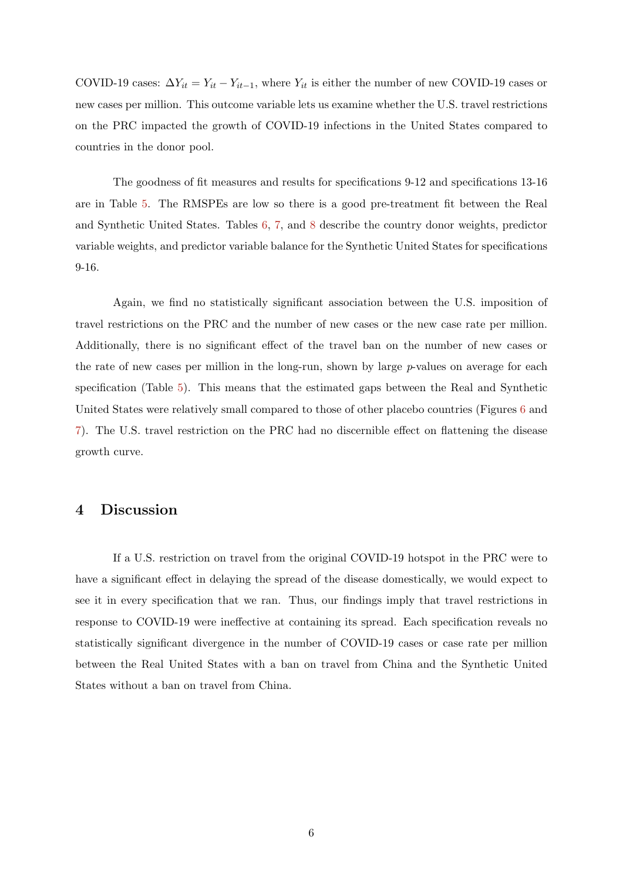COVID-19 cases: $\Delta Y_{it} = Y_{it} - Y_{it-1}$, where $Y_{it}$ is either the number of new COVID-19 cases or new cases per million. This outcome variable lets us examine whether the U.S. travel restrictions on the PRC impacted the growth of COVID-19 infections in the United States compared to countries in the donor pool.

The goodness of fit measures and results for specifications 9-12 and specifications 13-16 are in Table 5. The RMSPEs are low so there is a good pre-treatment fit between the Real and Synthetic United States. Tables 6, 7, and 8 describe the country donor weights, predictor variable weights, and predictor variable balance for the Synthetic United States for specifications 9-16.

Again, we find no statistically significant association between the U.S. imposition of travel restrictions on the PRC and the number of new cases or the new case rate per million. Additionally, there is no significant effect of the travel ban on the number of new cases or the rate of new cases per million in the long-run, shown by large $p$-values on average for each specification (Table 5). This means that the estimated gaps between the Real and Synthetic United States were relatively small compared to those of other placebo countries (Figures 6 and 7). The U.S. travel restriction on the PRC had no discernible effect on flattening the disease growth curve.

## 4 Discussion

If a U.S. restriction on travel from the original COVID-19 hotspot in the PRC were to have a significant effect in delaying the spread of the disease domestically, we would expect to see it in every specification that we ran. Thus, our findings imply that travel restrictions in response to COVID-19 were ineffective at containing its spread. Each specification reveals no statistically significant divergence in the number of COVID-19 cases or case rate per million between the Real United States with a ban on travel from China and the Synthetic United States without a ban on travel from China.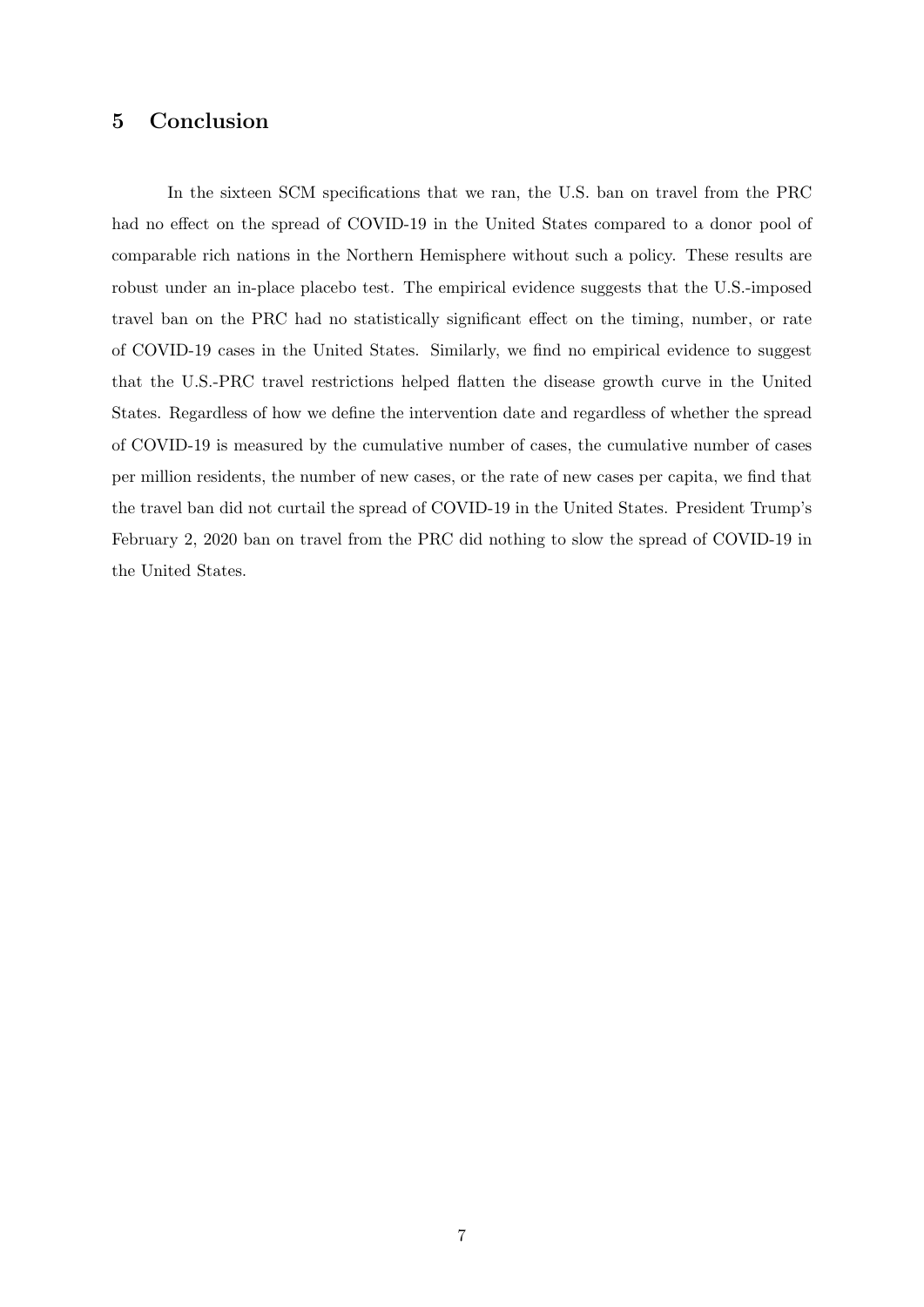## 5 Conclusion

In the sixteen SCM specifications that we ran, the U.S. ban on travel from the PRC had no effect on the spread of COVID-19 in the United States compared to a donor pool of comparable rich nations in the Northern Hemisphere without such a policy. These results are robust under an in-place placebo test. The empirical evidence suggests that the U.S.-imposed travel ban on the PRC had no statistically significant effect on the timing, number, or rate of COVID-19 cases in the United States. Similarly, we find no empirical evidence to suggest that the U.S.-PRC travel restrictions helped flatten the disease growth curve in the United States. Regardless of how we define the intervention date and regardless of whether the spread of COVID-19 is measured by the cumulative number of cases, the cumulative number of cases per million residents, the number of new cases, or the rate of new cases per capita, we find that the travel ban did not curtail the spread of COVID-19 in the United States. President Trump's February 2, 2020 ban on travel from the PRC did nothing to slow the spread of COVID-19 in the United States.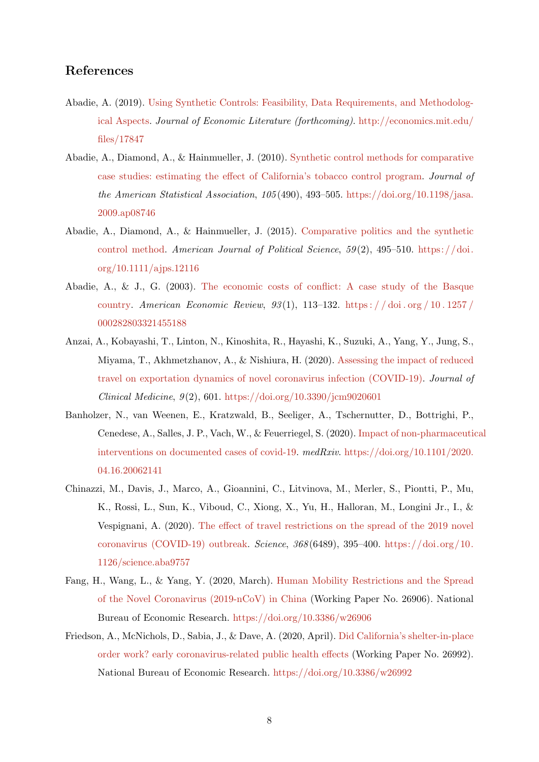## References

Abadie, A. (2019). Using Synthetic Controls: Feasibility, Data Requirements, and Methodological Aspects. *Journal of Economic Literature (forthcoming)*. http://economics.mit.edu/files/17847

Abadie, A., Diamond, A., & Hainmueller, J. (2010). Synthetic control methods for comparative case studies: estimating the effect of California's tobacco control program. *Journal of the American Statistical Association*, *105*(490), 493–505. https://doi.org/10.1198/jasa.2009.ap08746

Abadie, A., Diamond, A., & Hainmueller, J. (2015). Comparative politics and the synthetic control method. *American Journal of Political Science*, *59*(2), 495–510. https://doi.org/10.1111/ajps.12116

Abadie, A., & J., G. (2003). The economic costs of conflict: A case study of the Basque country. *American Economic Review*, *93*(1), 113–132. https://doi.org/10.1257/000282803321455188

Anzai, A., Kobayashi, T., Linton, N., Kinoshita, R., Hayashi, K., Suzuki, A., Yang, Y., Jung, S., Miyama, T., Akhmetzhanov, A., & Nishiura, H. (2020). Assessing the impact of reduced travel on exportation dynamics of novel coronavirus infection (COVID-19). *Journal of Clinical Medicine*, *9*(2), 601. https://doi.org/10.3390/jcm9020601

Banholzer, N., van Weenen, E., Kratzwald, B., Seeliger, A., Tschernutter, D., Bottrighi, P., Cenedese, A., Salles, J. P., Vach, W., & Feuerriegel, S. (2020). Impact of non-pharmaceutical interventions on documented cases of covid-19. *medRxiv*. https://doi.org/10.1101/2020.04.16.20062141

Chinazzi, M., Davis, J., Marco, A., Gioannini, C., Litvinova, M., Merler, S., Piontti, P., Mu, K., Rossi, L., Sun, K., Viboud, C., Xiong, X., Yu, H., Halloran, M., Longini Jr., I., & Vespignani, A. (2020). The effect of travel restrictions on the spread of the 2019 novel coronavirus (COVID-19) outbreak. *Science*, *368*(6489), 395–400. https://doi.org/10.1126/science.aba9757

Fang, H., Wang, L., & Yang, Y. (2020, March). Human Mobility Restrictions and the Spread of the Novel Coronavirus (2019-nCoV) in China (Working Paper No. 26906). National Bureau of Economic Research. https://doi.org/10.3386/w26906

Friedson, A., McNichols, D., Sabia, J., & Dave, A. (2020, April). Did California's shelter-in-place order work? early coronavirus-related public health effects (Working Paper No. 26992). National Bureau of Economic Research. https://doi.org/10.3386/w26992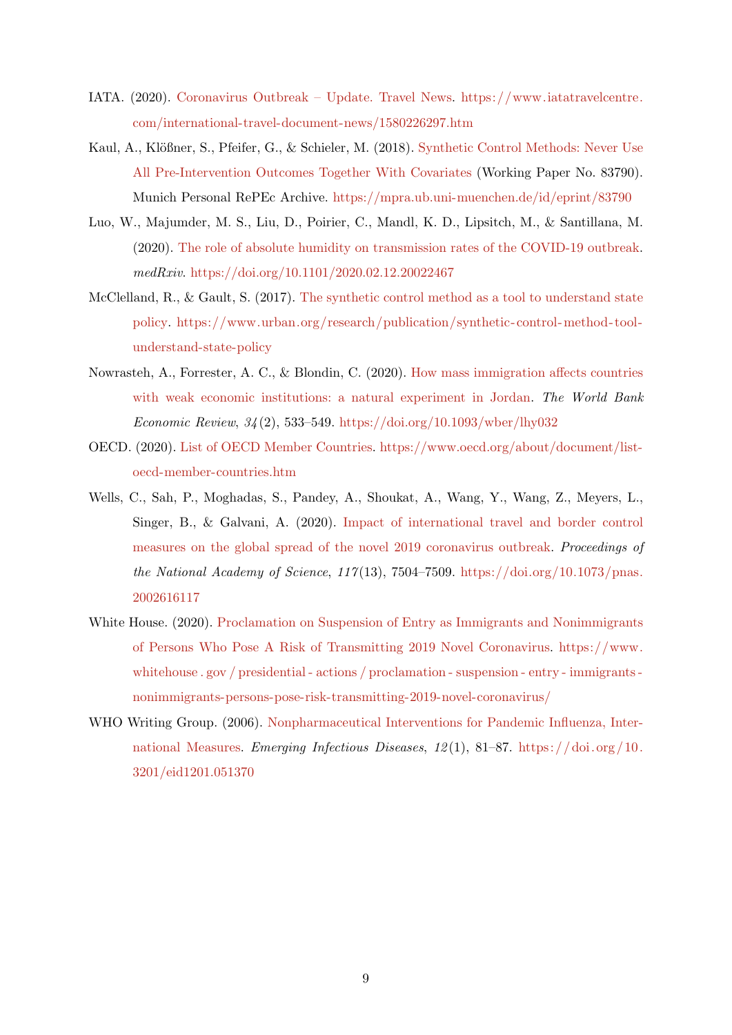IATA. (2020). Coronavirus Outbreak – Update. Travel News. https://www.iatatravelcentre.com/international-travel-document-news/1580226297.htm

Kaul, A., Klößner, S., Pfeifer, G., & Schieler, M. (2018). Synthetic Control Methods: Never Use All Pre-Intervention Outcomes Together With Covariates (Working Paper No. 83790). Munich Personal RePEc Archive. https://mpra.ub.uni-muenchen.de/id/eprint/83790

Luo, W., Majumder, M. S., Liu, D., Poirier, C., Mandl, K. D., Lipsitch, M., & Santillana, M. (2020). The role of absolute humidity on transmission rates of the COVID-19 outbreak. *medRxiv*. https://doi.org/10.1101/2020.02.12.20022467

McClelland, R., & Gault, S. (2017). The synthetic control method as a tool to understand state policy. https://www.urban.org/research/publication/synthetic-control-method-tool-understand-state-policy

Nowrasteh, A., Forrester, A. C., & Blondin, C. (2020). How mass immigration affects countries with weak economic institutions: a natural experiment in Jordan. *The World Bank Economic Review*, *34*(2), 533–549. https://doi.org/10.1093/wber/lhy032

OECD. (2020). List of OECD Member Countries. https://www.oecd.org/about/document/list-oecd-member-countries.htm

Wells, C., Sah, P., Moghadas, S., Pandey, A., Shoukat, A., Wang, Y., Wang, Z., Meyers, L., Singer, B., & Galvani, A. (2020). Impact of international travel and border control measures on the global spread of the novel 2019 coronavirus outbreak. *Proceedings of the National Academy of Science*, *117*(13), 7504–7509. https://doi.org/10.1073/pnas.2002616117

White House. (2020). Proclamation on Suspension of Entry as Immigrants and Nonimmigrants of Persons Who Pose A Risk of Transmitting 2019 Novel Coronavirus. https://www.whitehouse.gov/presidential-actions/proclamation-suspension-entry-immigrants-nonimmigrants-persons-pose-risk-transmitting-2019-novel-coronavirus/

WHO Writing Group. (2006). Nonpharmaceutical Interventions for Pandemic Influenza, International Measures. *Emerging Infectious Diseases*, *12*(1), 81–87. https://doi.org/10.3201/eid1201.051370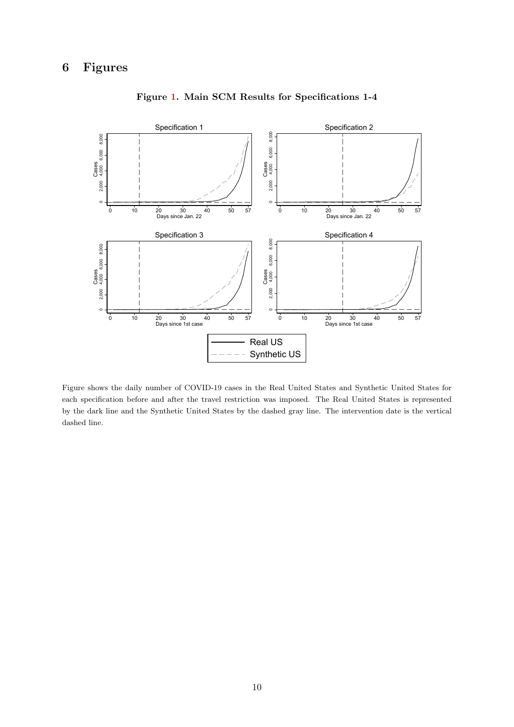# 6 Figures

**Figure 1. Main SCM Results for Specifications 1-4**

Figure shows the daily number of COVID-19 cases in the Real United States and Synthetic United States for each specification before and after the travel restriction was imposed. The Real United States is represented by the dark line and the Synthetic United States by the dashed gray line. The intervention date is the vertical dashed line.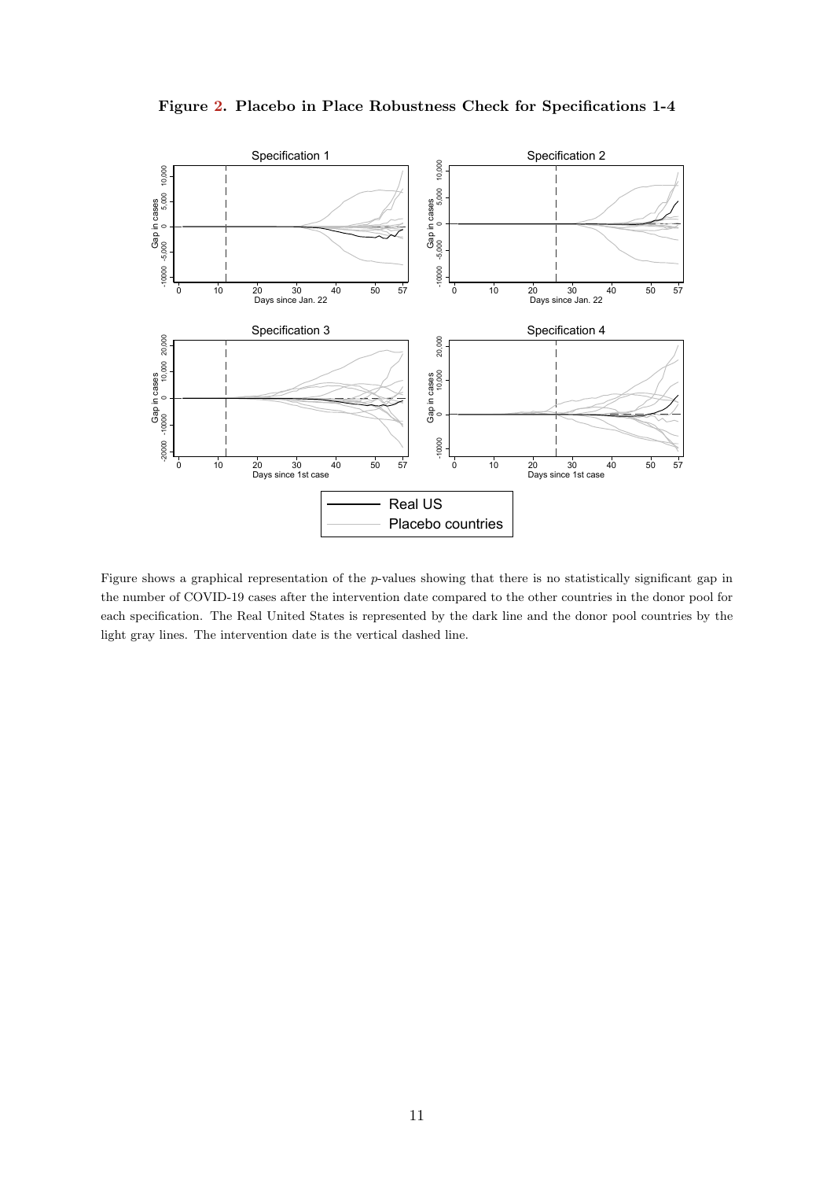**Figure 2. Placebo in Place Robustness Check for Specifications 1-4**

Figure shows a graphical representation of the $p$-values showing that there is no statistically significant gap in the number of COVID-19 cases after the intervention date compared to the other countries in the donor pool for each specification. The Real United States is represented by the dark line and the donor pool countries by the light gray lines. The intervention date is the vertical dashed line.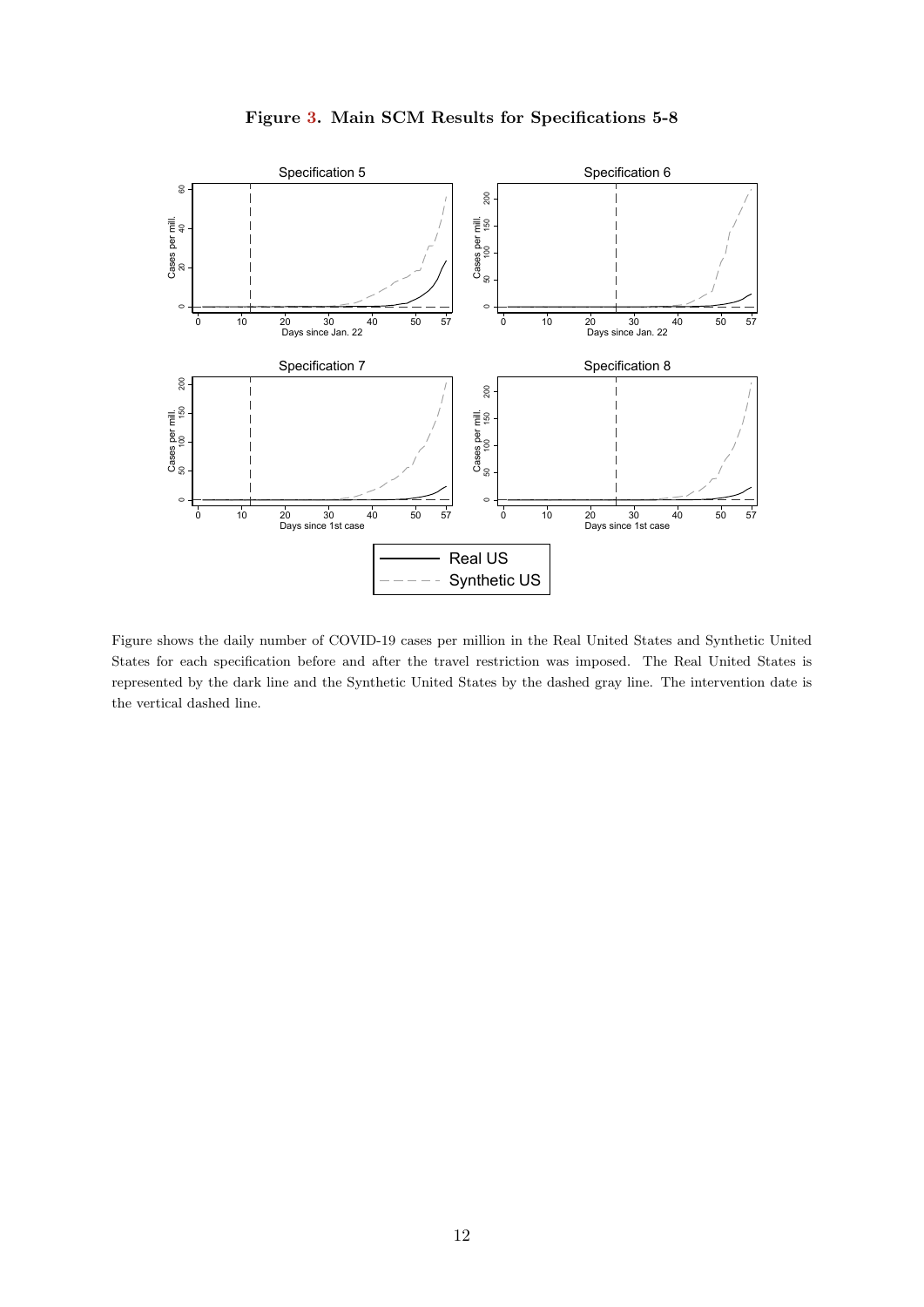**Figure 3. Main SCM Results for Specifications 5-8**

Figure shows the daily number of COVID-19 cases per million in the Real United States and Synthetic United States for each specification before and after the travel restriction was imposed. The Real United States is represented by the dark line and the Synthetic United States by the dashed gray line. The intervention date is the vertical dashed line.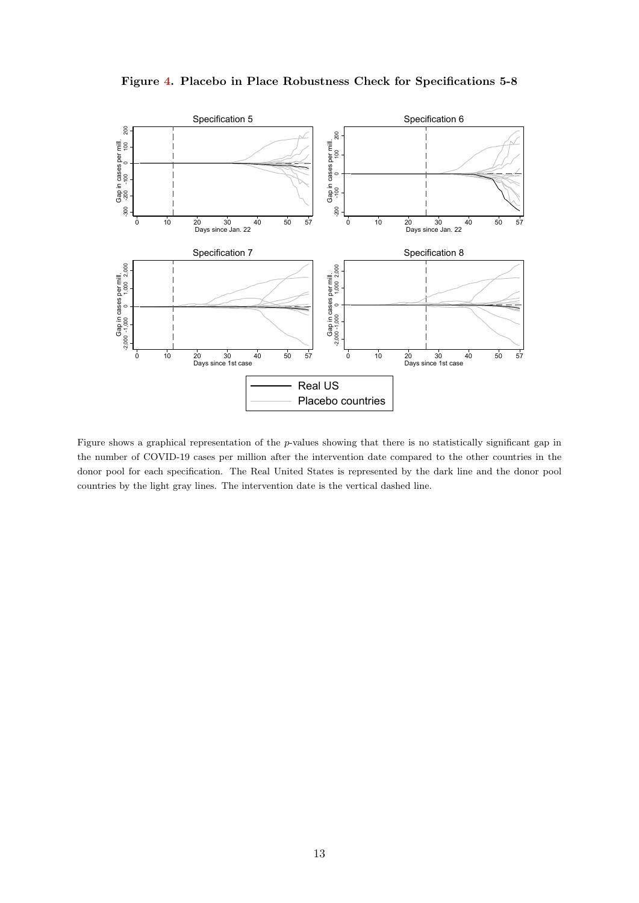**Figure 4. Placebo in Place Robustness Check for Specifications 5-8**

Figure shows a graphical representation of the $p$-values showing that there is no statistically significant gap in the number of COVID-19 cases per million after the intervention date compared to the other countries in the donor pool for each specification. The Real United States is represented by the dark line and the donor pool countries by the light gray lines. The intervention date is the vertical dashed line.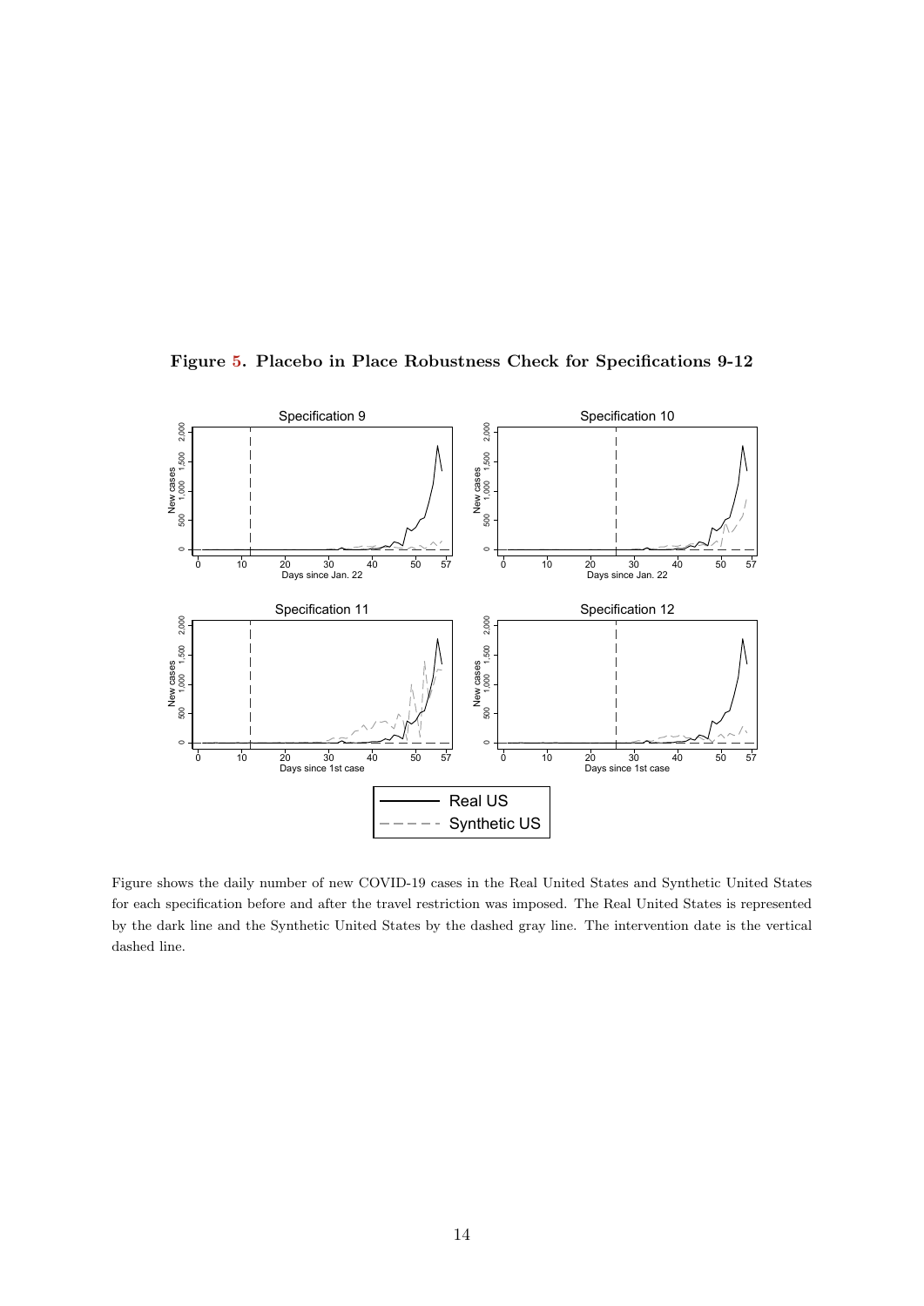**Figure 5. Placebo in Place Robustness Check for Specifications 9-12**

Figure shows the daily number of new COVID-19 cases in the Real United States and Synthetic United States for each specification before and after the travel restriction was imposed. The Real United States is represented by the dark line and the Synthetic United States by the dashed gray line. The intervention date is the vertical dashed line.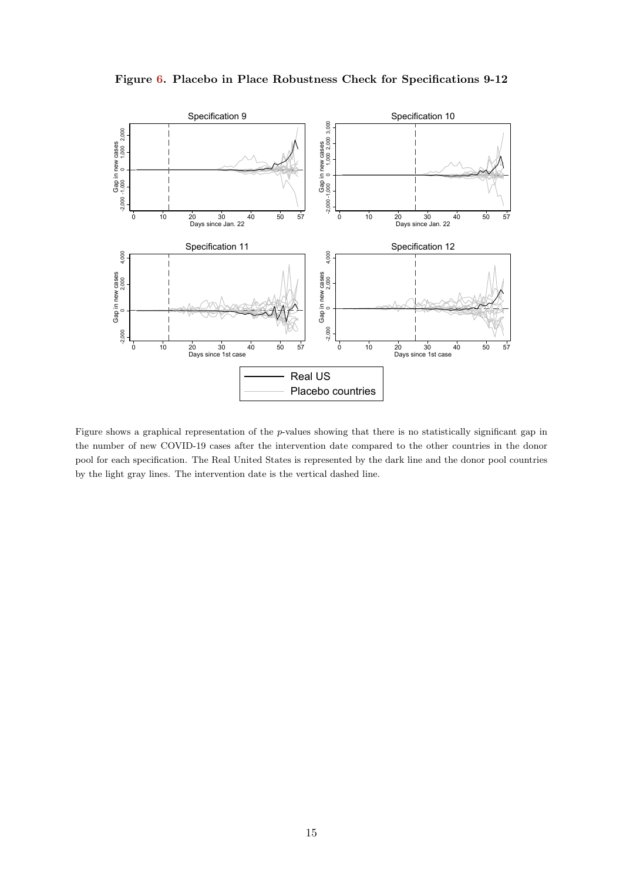**Figure 6. Placebo in Place Robustness Check for Specifications 9-12**

Figure shows a graphical representation of the $p$-values showing that there is no statistically significant gap in the number of new COVID-19 cases after the intervention date compared to the other countries in the donor pool for each specification. The Real United States is represented by the dark line and the donor pool countries by the light gray lines. The intervention date is the vertical dashed line.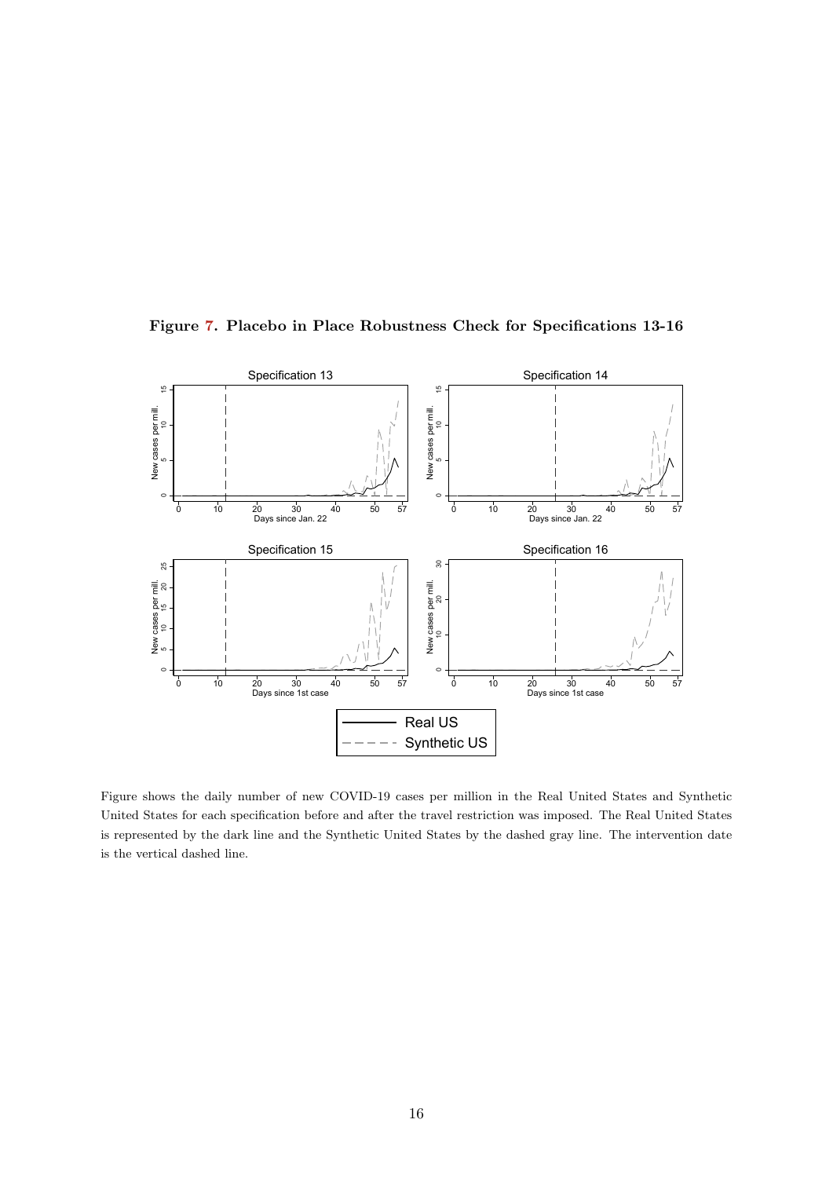**Figure 7. Placebo in Place Robustness Check for Specifications 13-16**

Figure shows the daily number of new COVID-19 cases per million in the Real United States and Synthetic United States for each specification before and after the travel restriction was imposed. The Real United States is represented by the dark line and the Synthetic United States by the dashed gray line. The intervention date is the vertical dashed line.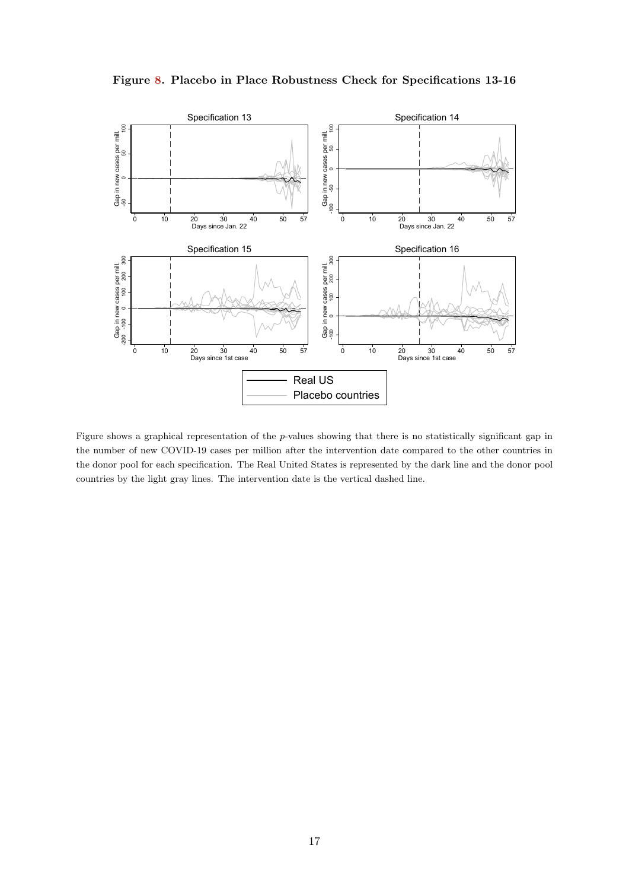**Figure 8. Placebo in Place Robustness Check for Specifications 13-16**

Figure shows a graphical representation of the $p$-values showing that there is no statistically significant gap in the number of new COVID-19 cases per million after the intervention date compared to the other countries in the donor pool for each specification. The Real United States is represented by the dark line and the donor pool countries by the light gray lines. The intervention date is the vertical dashed line.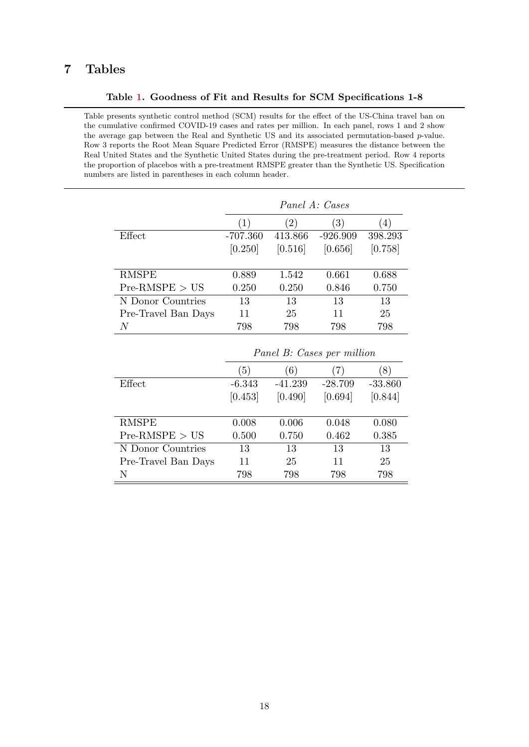# 7 Tables

**Table 1. Goodness of Fit and Results for SCM Specifications 1-8**

Table presents synthetic control method (SCM) results for the effect of the US-China travel ban on the cumulative confirmed COVID-19 cases and rates per million. In each panel, rows 1 and 2 show the average gap between the Real and Synthetic US and its associated permutation-based $p$-value. Row 3 reports the Root Mean Square Predicted Error (RMSPE) measures the distance between the Real United States and the Synthetic United States during the pre-treatment period. Row 4 reports the proportion of placebos with a pre-treatment RMSPE greater than the Synthetic US. Specification numbers are listed in parentheses in each column header.

| | *Panel A: Cases* | | | |
|---|---|---|---|---|
| | (1) | (2) | (3) | (4) |
| Effect | -707.360 | 413.866 | -926.909 | 398.293 |
| | [0.250] | [0.516] | [0.656] | [0.758] |
| RMSPE | 0.889 | 1.542 | 0.661 | 0.688 |
| Pre-RMSPE > US | 0.250 | 0.250 | 0.846 | 0.750 |
| N Donor Countries | 13 | 13 | 13 | 13 |
| Pre-Travel Ban Days | 11 | 25 | 11 | 25 |
| $N$ | 798 | 798 | 798 | 798 |

| | *Panel B: Cases per million* | | | |
|---|---|---|---|---|
| | (5) | (6) | (7) | (8) |
| Effect | -6.343 | -41.239 | -28.709 | -33.860 |
| | [0.453] | [0.490] | [0.694] | [0.844] |
| RMSPE | 0.008 | 0.006 | 0.048 | 0.080 |
| Pre-RMSPE > US | 0.500 | 0.750 | 0.462 | 0.385 |
| N Donor Countries | 13 | 13 | 13 | 13 |
| Pre-Travel Ban Days | 11 | 25 | 11 | 25 |
| N | 798 | 798 | 798 | 798 |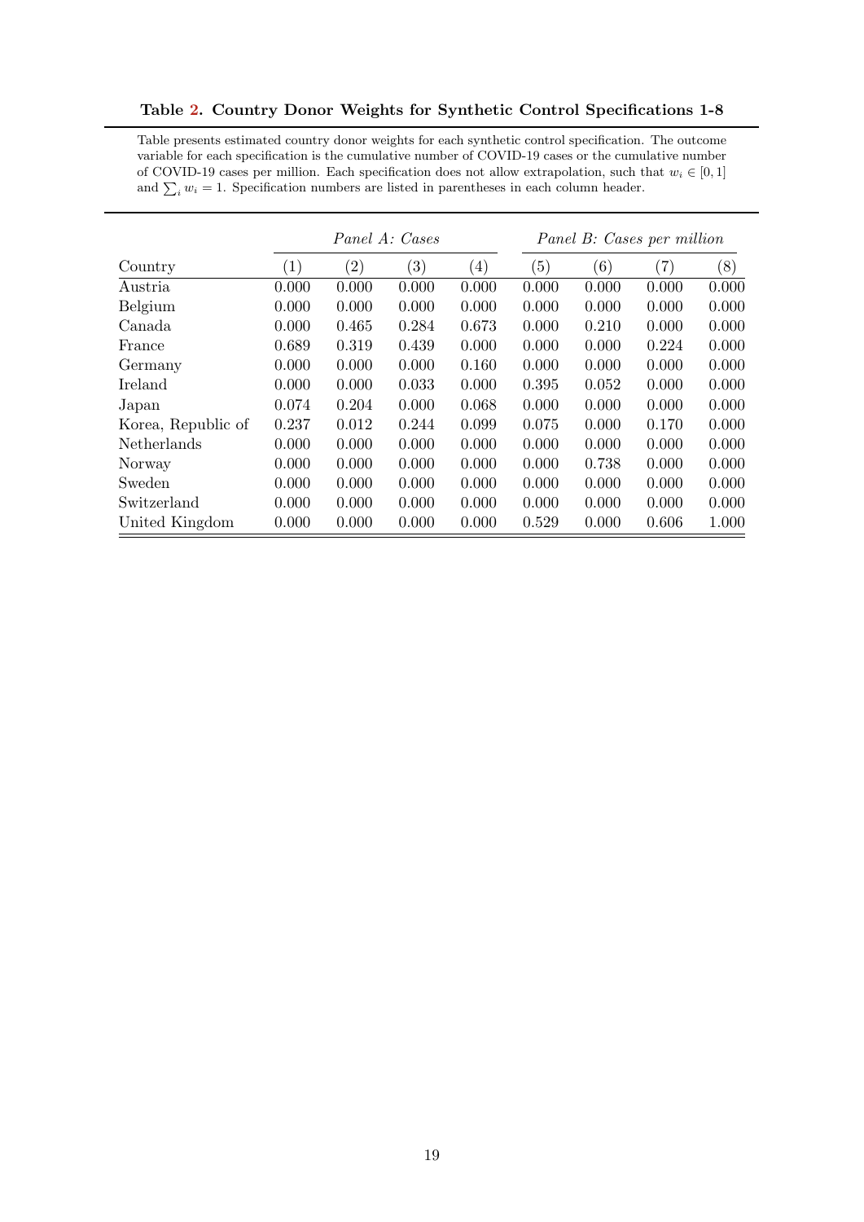**Table 2. Country Donor Weights for Synthetic Control Specifications 1-8**

Table presents estimated country donor weights for each synthetic control specification. The outcome variable for each specification is the cumulative number of COVID-19 cases or the cumulative number of COVID-19 cases per million. Each specification does not allow extrapolation, such that $w_i \in [0, 1]$ and $\sum_i w_i = 1$. Specification numbers are listed in parentheses in each column header.

| | *Panel A: Cases* | | | | *Panel B: Cases per million* | | | |
|---|---|---|---|---|---|---|---|---|
| Country | (1) | (2) | (3) | (4) | (5) | (6) | (7) | (8) |
| Austria | 0.000 | 0.000 | 0.000 | 0.000 | 0.000 | 0.000 | 0.000 | 0.000 |
| Belgium | 0.000 | 0.000 | 0.000 | 0.000 | 0.000 | 0.000 | 0.000 | 0.000 |
| Canada | 0.000 | 0.465 | 0.284 | 0.673 | 0.000 | 0.210 | 0.000 | 0.000 |
| France | 0.689 | 0.319 | 0.439 | 0.000 | 0.000 | 0.000 | 0.224 | 0.000 |
| Germany | 0.000 | 0.000 | 0.000 | 0.160 | 0.000 | 0.000 | 0.000 | 0.000 |
| Ireland | 0.000 | 0.000 | 0.033 | 0.000 | 0.395 | 0.052 | 0.000 | 0.000 |
| Japan | 0.074 | 0.204 | 0.000 | 0.068 | 0.000 | 0.000 | 0.000 | 0.000 |
| Korea, Republic of | 0.237 | 0.012 | 0.244 | 0.099 | 0.075 | 0.000 | 0.170 | 0.000 |
| Netherlands | 0.000 | 0.000 | 0.000 | 0.000 | 0.000 | 0.000 | 0.000 | 0.000 |
| Norway | 0.000 | 0.000 | 0.000 | 0.000 | 0.000 | 0.738 | 0.000 | 0.000 |
| Sweden | 0.000 | 0.000 | 0.000 | 0.000 | 0.000 | 0.000 | 0.000 | 0.000 |
| Switzerland | 0.000 | 0.000 | 0.000 | 0.000 | 0.000 | 0.000 | 0.000 | 0.000 |
| United Kingdom | 0.000 | 0.000 | 0.000 | 0.000 | 0.529 | 0.000 | 0.606 | 1.000 |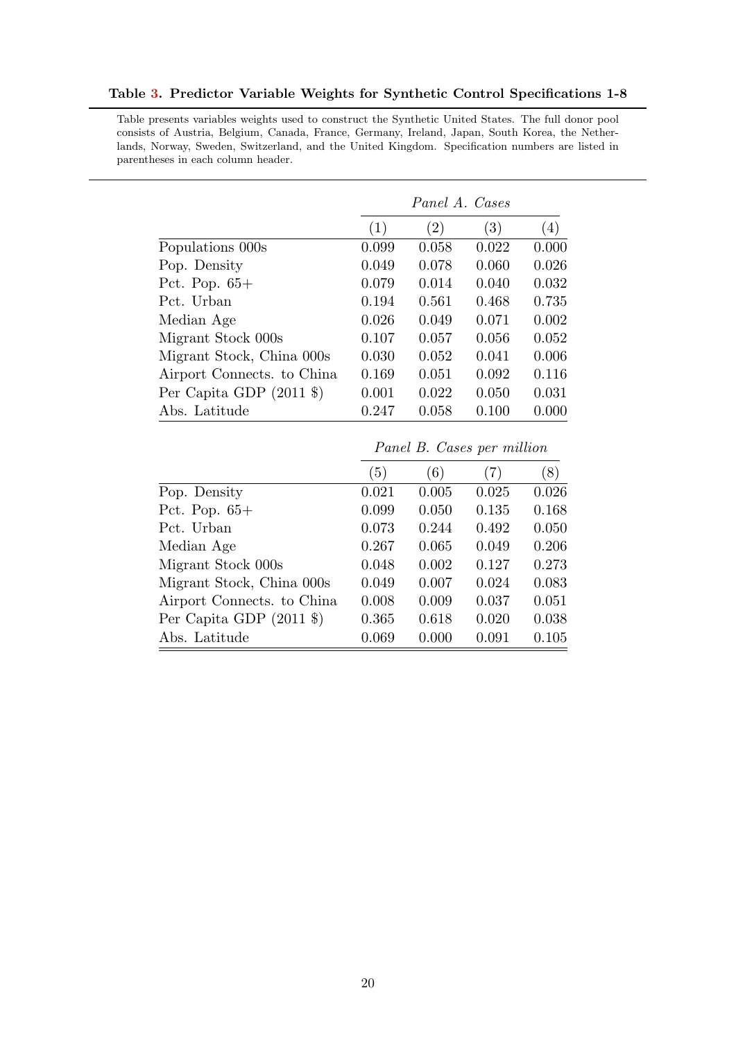**Table 3. Predictor Variable Weights for Synthetic Control Specifications 1-8**

Table presents variables weights used to construct the Synthetic United States. The full donor pool consists of Austria, Belgium, Canada, France, Germany, Ireland, Japan, South Korea, the Netherlands, Norway, Sweden, Switzerland, and the United Kingdom. Specification numbers are listed in parentheses in each column header.

| | *Panel A. Cases* | | | |
|---|---|---|---|---|
| | (1) | (2) | (3) | (4) |
| Populations 000s | 0.099 | 0.058 | 0.022 | 0.000 |
| Pop. Density | 0.049 | 0.078 | 0.060 | 0.026 |
| Pct. Pop. 65+ | 0.079 | 0.014 | 0.040 | 0.032 |
| Pct. Urban | 0.194 | 0.561 | 0.468 | 0.735 |
| Median Age | 0.026 | 0.049 | 0.071 | 0.002 |
| Migrant Stock 000s | 0.107 | 0.057 | 0.056 | 0.052 |
| Migrant Stock, China 000s | 0.030 | 0.052 | 0.041 | 0.006 |
| Airport Connects. to China | 0.169 | 0.051 | 0.092 | 0.116 |
| Per Capita GDP (2011 $) | 0.001 | 0.022 | 0.050 | 0.031 |
| Abs. Latitude | 0.247 | 0.058 | 0.100 | 0.000 |

| | *Panel B. Cases per million* | | | |
|---|---|---|---|---|
| | (5) | (6) | (7) | (8) |
| Pop. Density | 0.021 | 0.005 | 0.025 | 0.026 |
| Pct. Pop. 65+ | 0.099 | 0.050 | 0.135 | 0.168 |
| Pct. Urban | 0.073 | 0.244 | 0.492 | 0.050 |
| Median Age | 0.267 | 0.065 | 0.049 | 0.206 |
| Migrant Stock 000s | 0.048 | 0.002 | 0.127 | 0.273 |
| Migrant Stock, China 000s | 0.049 | 0.007 | 0.024 | 0.083 |
| Airport Connects. to China | 0.008 | 0.009 | 0.037 | 0.051 |
| Per Capita GDP (2011 $) | 0.365 | 0.618 | 0.020 | 0.038 |
| Abs. Latitude | 0.069 | 0.000 | 0.091 | 0.105 |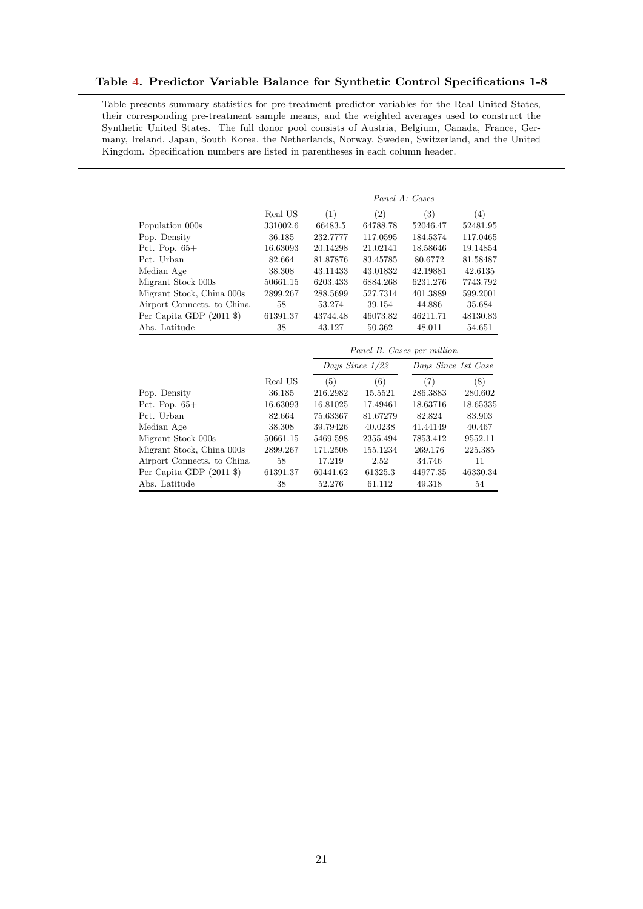**Table 4. Predictor Variable Balance for Synthetic Control Specifications 1-8**

Table presents summary statistics for pre-treatment predictor variables for the Real United States, their corresponding pre-treatment sample means, and the weighted averages used to construct the Synthetic United States. The full donor pool consists of Austria, Belgium, Canada, France, Germany, Ireland, Japan, South Korea, the Netherlands, Norway, Sweden, Switzerland, and the United Kingdom. Specification numbers are listed in parentheses in each column header.

| | | *Panel A: Cases* | | | |
|---|---|---|---|---|---|
| | Real US | (1) | (2) | (3) | (4) |
| Population 000s | 331002.6 | 66483.5 | 64788.78 | 52046.47 | 52481.95 |
| Pop. Density | 36.185 | 232.7777 | 117.0595 | 184.5374 | 117.0465 |
| Pct. Pop. 65+ | 16.63093 | 20.14298 | 21.02141 | 18.58646 | 19.14854 |
| Pct. Urban | 82.664 | 81.87876 | 83.45785 | 80.6772 | 81.58487 |
| Median Age | 38.308 | 43.11433 | 43.01832 | 42.19881 | 42.6135 |
| Migrant Stock 000s | 50661.15 | 6203.433 | 6884.268 | 6231.276 | 7743.792 |
| Migrant Stock, China 000s | 2899.267 | 288.5699 | 527.7314 | 401.3889 | 599.2001 |
| Airport Connects. to China | 58 | 53.274 | 39.154 | 44.886 | 35.684 |
| Per Capita GDP (2011 $) | 61391.37 | 43744.48 | 46073.82 | 46211.71 | 48130.83 |
| Abs. Latitude | 38 | 43.127 | 50.362 | 48.011 | 54.651 |

| | | *Panel B. Cases per million* | | | |
|---|---|---|---|---|---|
| | | *Days Since 1/22* | | *Days Since 1st Case* | |
| | Real US | (5) | (6) | (7) | (8) |
| Pop. Density | 36.185 | 216.2982 | 15.5521 | 286.3883 | 280.602 |
| Pct. Pop. 65+ | 16.63093 | 16.81025 | 17.49461 | 18.63716 | 18.65335 |
| Pct. Urban | 82.664 | 75.63367 | 81.67279 | 82.824 | 83.903 |
| Median Age | 38.308 | 39.79426 | 40.0238 | 41.44149 | 40.467 |
| Migrant Stock 000s | 50661.15 | 5469.598 | 2355.494 | 7853.412 | 9552.11 |
| Migrant Stock, China 000s | 2899.267 | 171.2508 | 155.1234 | 269.176 | 225.385 |
| Airport Connects. to China | 58 | 17.219 | 2.52 | 34.746 | 11 |
| Per Capita GDP (2011 $) | 61391.37 | 60441.62 | 61325.3 | 44977.35 | 46330.34 |
| Abs. Latitude | 38 | 52.276 | 61.112 | 49.318 | 54 |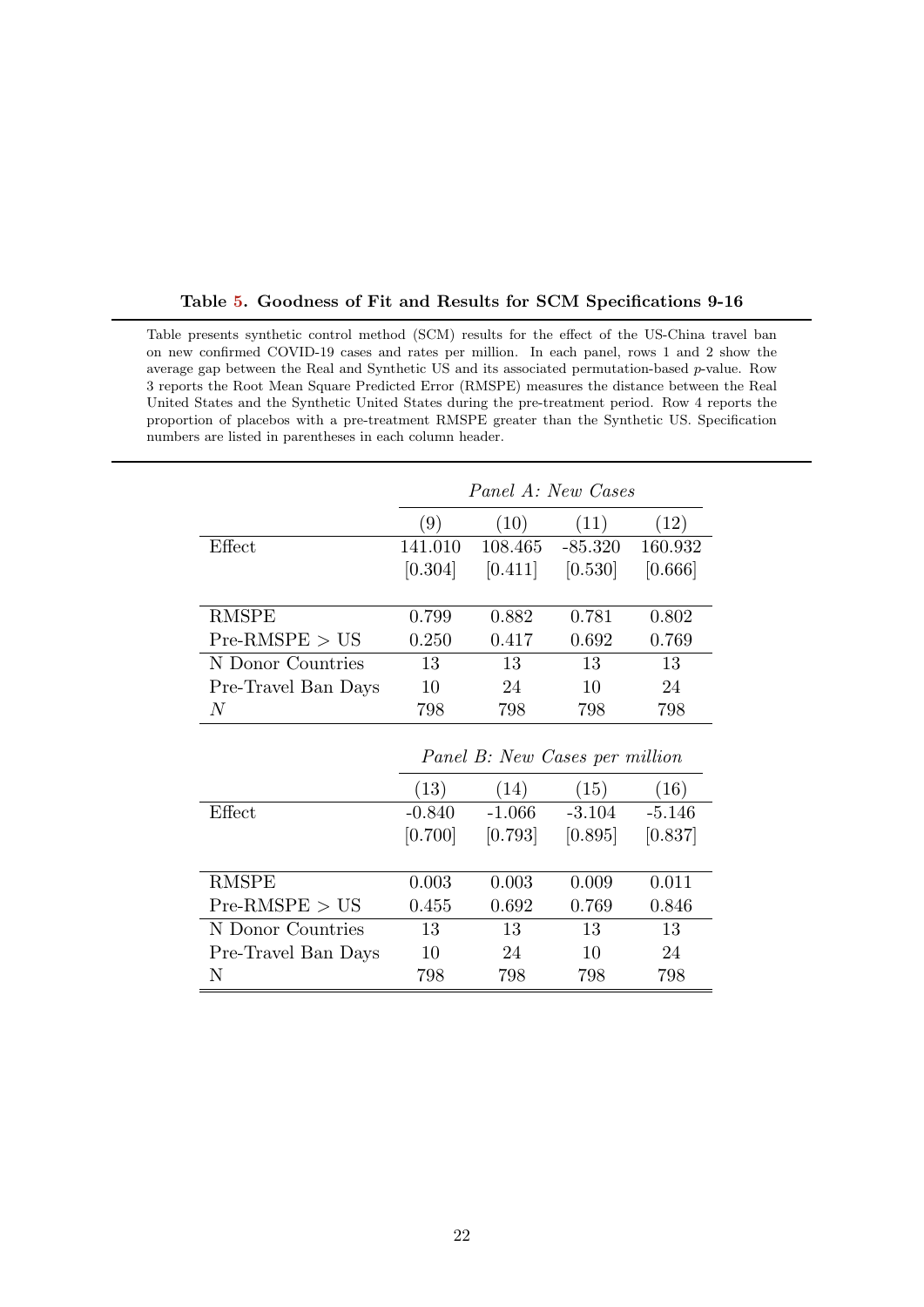**Table 5. Goodness of Fit and Results for SCM Specifications 9-16**

Table presents synthetic control method (SCM) results for the effect of the US-China travel ban on new confirmed COVID-19 cases and rates per million. In each panel, rows 1 and 2 show the average gap between the Real and Synthetic US and its associated permutation-based $p$-value. Row 3 reports the Root Mean Square Predicted Error (RMSPE) measures the distance between the Real United States and the Synthetic United States during the pre-treatment period. Row 4 reports the proportion of placebos with a pre-treatment RMSPE greater than the Synthetic US. Specification numbers are listed in parentheses in each column header.

| | *Panel A: New Cases* | | | |
|---|---|---|---|---|
| | (9) | (10) | (11) | (12) |
| Effect | 141.010 | 108.465 | -85.320 | 160.932 |
| | [0.304] | [0.411] | [0.530] | [0.666] |
| RMSPE | 0.799 | 0.882 | 0.781 | 0.802 |
| Pre-RMSPE > US | 0.250 | 0.417 | 0.692 | 0.769 |
| N Donor Countries | 13 | 13 | 13 | 13 |
| Pre-Travel Ban Days | 10 | 24 | 10 | 24 |
| $N$ | 798 | 798 | 798 | 798 |

| | *Panel B: New Cases per million* | | | |
|---|---|---|---|---|
| | (13) | (14) | (15) | (16) |
| Effect | -0.840 | -1.066 | -3.104 | -5.146 |
| | [0.700] | [0.793] | [0.895] | [0.837] |
| RMSPE | 0.003 | 0.003 | 0.009 | 0.011 |
| Pre-RMSPE > US | 0.455 | 0.692 | 0.769 | 0.846 |
| N Donor Countries | 13 | 13 | 13 | 13 |
| Pre-Travel Ban Days | 10 | 24 | 10 | 24 |
| N | 798 | 798 | 798 | 798 |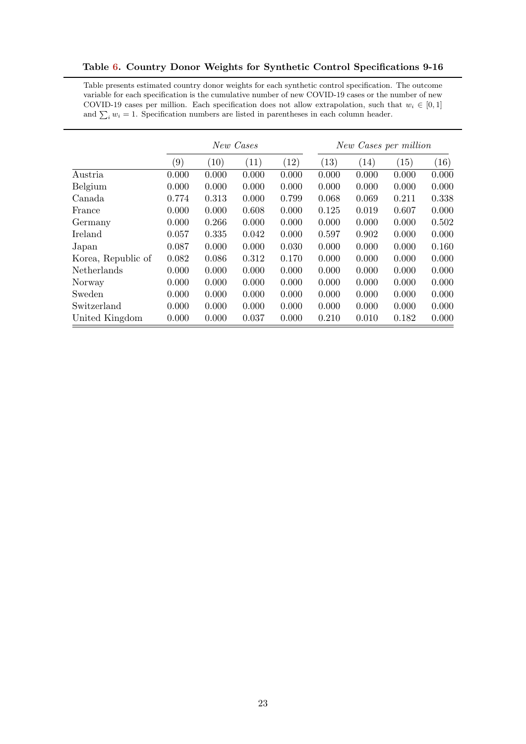**Table 6. Country Donor Weights for Synthetic Control Specifications 9-16**

Table presents estimated country donor weights for each synthetic control specification. The outcome variable for each specification is the cumulative number of new COVID-19 cases or the number of new COVID-19 cases per million. Each specification does not allow extrapolation, such that $w_i \in [0, 1]$ and $\sum_i w_i = 1$. Specification numbers are listed in parentheses in each column header.

| | *New Cases* | | | | *New Cases per million* | | | |
|---|---|---|---|---|---|---|---|---|
| | (9) | (10) | (11) | (12) | (13) | (14) | (15) | (16) |
| Austria | 0.000 | 0.000 | 0.000 | 0.000 | 0.000 | 0.000 | 0.000 | 0.000 |
| Belgium | 0.000 | 0.000 | 0.000 | 0.000 | 0.000 | 0.000 | 0.000 | 0.000 |
| Canada | 0.774 | 0.313 | 0.000 | 0.799 | 0.068 | 0.069 | 0.211 | 0.338 |
| France | 0.000 | 0.000 | 0.608 | 0.000 | 0.125 | 0.019 | 0.607 | 0.000 |
| Germany | 0.000 | 0.266 | 0.000 | 0.000 | 0.000 | 0.000 | 0.000 | 0.502 |
| Ireland | 0.057 | 0.335 | 0.042 | 0.000 | 0.597 | 0.902 | 0.000 | 0.000 |
| Japan | 0.087 | 0.000 | 0.000 | 0.030 | 0.000 | 0.000 | 0.000 | 0.160 |
| Korea, Republic of | 0.082 | 0.086 | 0.312 | 0.170 | 0.000 | 0.000 | 0.000 | 0.000 |
| Netherlands | 0.000 | 0.000 | 0.000 | 0.000 | 0.000 | 0.000 | 0.000 | 0.000 |
| Norway | 0.000 | 0.000 | 0.000 | 0.000 | 0.000 | 0.000 | 0.000 | 0.000 |
| Sweden | 0.000 | 0.000 | 0.000 | 0.000 | 0.000 | 0.000 | 0.000 | 0.000 |
| Switzerland | 0.000 | 0.000 | 0.000 | 0.000 | 0.000 | 0.000 | 0.000 | 0.000 |
| United Kingdom | 0.000 | 0.000 | 0.037 | 0.000 | 0.210 | 0.010 | 0.182 | 0.000 |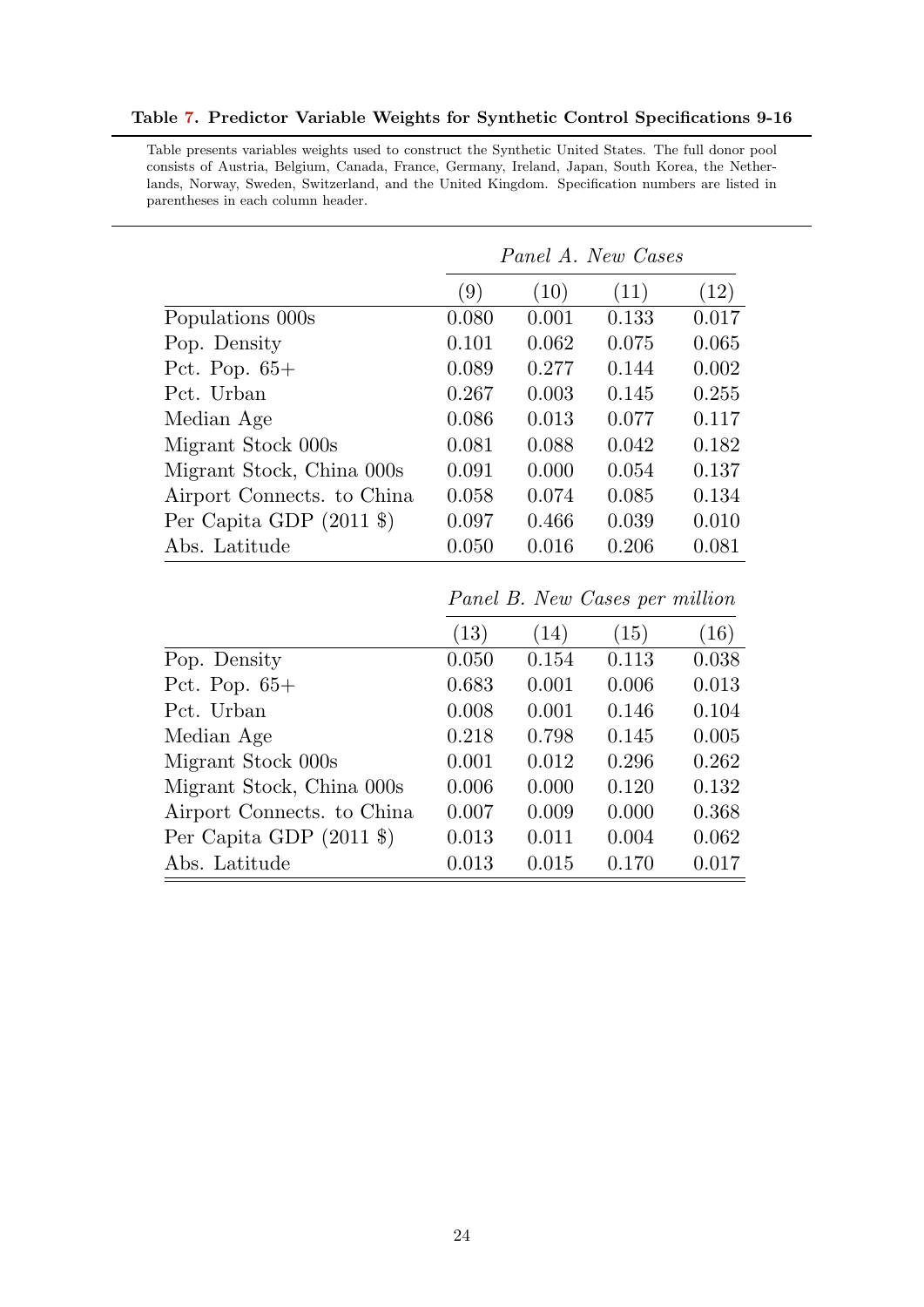**Table 7. Predictor Variable Weights for Synthetic Control Specifications 9-16**

Table presents variables weights used to construct the Synthetic United States. The full donor pool consists of Austria, Belgium, Canada, France, Germany, Ireland, Japan, South Korea, the Netherlands, Norway, Sweden, Switzerland, and the United Kingdom. Specification numbers are listed in parentheses in each column header.

| | *Panel A. New Cases* | | | |
|---|---|---|---|---|
| | (9) | (10) | (11) | (12) |
| Populations 000s | 0.080 | 0.001 | 0.133 | 0.017 |
| Pop. Density | 0.101 | 0.062 | 0.075 | 0.065 |
| Pct. Pop. 65+ | 0.089 | 0.277 | 0.144 | 0.002 |
| Pct. Urban | 0.267 | 0.003 | 0.145 | 0.255 |
| Median Age | 0.086 | 0.013 | 0.077 | 0.117 |
| Migrant Stock 000s | 0.081 | 0.088 | 0.042 | 0.182 |
| Migrant Stock, China 000s | 0.091 | 0.000 | 0.054 | 0.137 |
| Airport Connects. to China | 0.058 | 0.074 | 0.085 | 0.134 |
| Per Capita GDP (2011 $) | 0.097 | 0.466 | 0.039 | 0.010 |
| Abs. Latitude | 0.050 | 0.016 | 0.206 | 0.081 |

| | *Panel B. New Cases per million* | | | |
|---|---|---|---|---|
| | (13) | (14) | (15) | (16) |
| Pop. Density | 0.050 | 0.154 | 0.113 | 0.038 |
| Pct. Pop. 65+ | 0.683 | 0.001 | 0.006 | 0.013 |
| Pct. Urban | 0.008 | 0.001 | 0.146 | 0.104 |
| Median Age | 0.218 | 0.798 | 0.145 | 0.005 |
| Migrant Stock 000s | 0.001 | 0.012 | 0.296 | 0.262 |
| Migrant Stock, China 000s | 0.006 | 0.000 | 0.120 | 0.132 |
| Airport Connects. to China | 0.007 | 0.009 | 0.000 | 0.368 |
| Per Capita GDP (2011 $) | 0.013 | 0.011 | 0.004 | 0.062 |
| Abs. Latitude | 0.013 | 0.015 | 0.170 | 0.017 |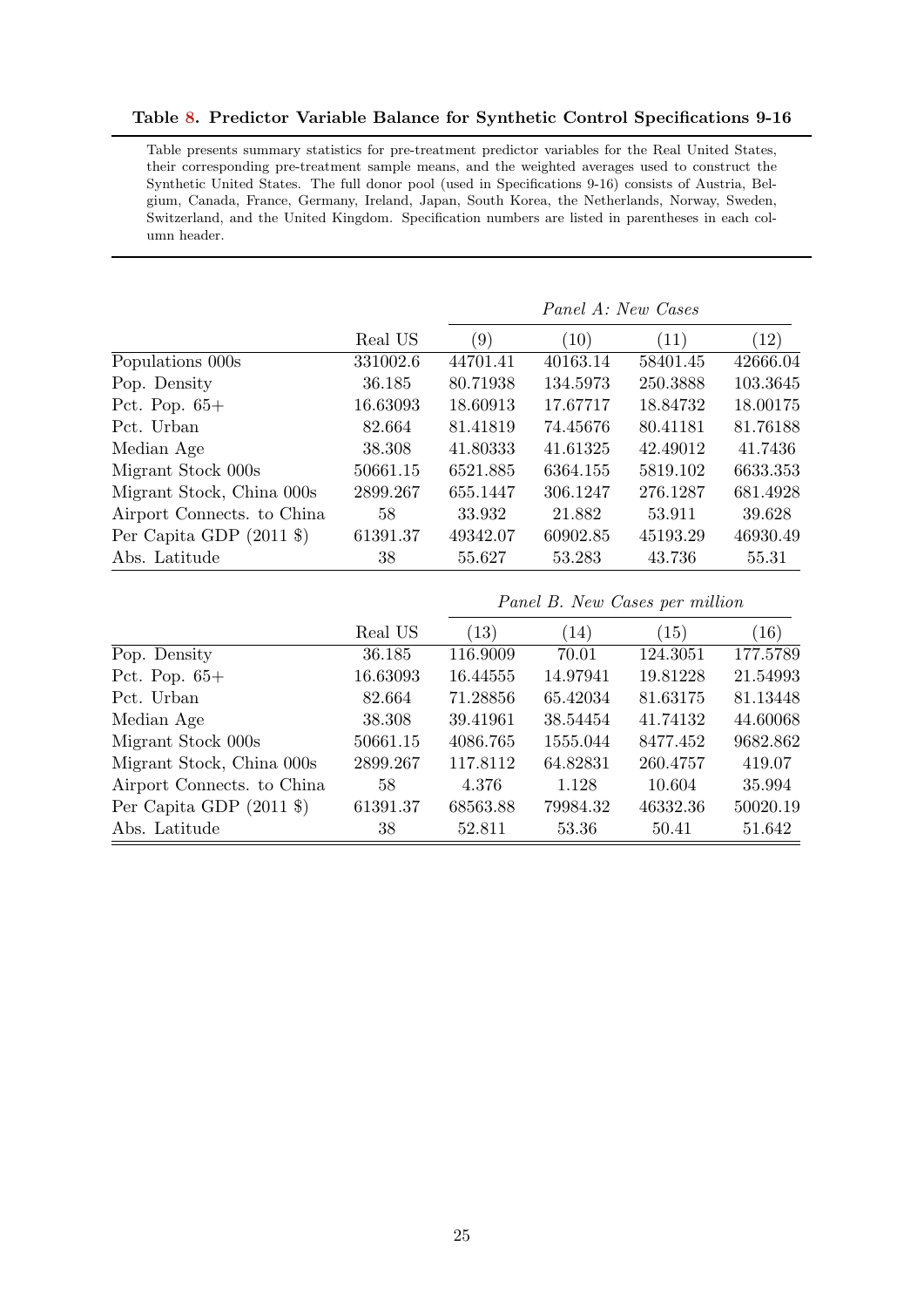**Table 8. Predictor Variable Balance for Synthetic Control Specifications 9-16**

Table presents summary statistics for pre-treatment predictor variables for the Real United States, their corresponding pre-treatment sample means, and the weighted averages used to construct the Synthetic United States. The full donor pool (used in Specifications 9-16) consists of Austria, Belgium, Canada, France, Germany, Ireland, Japan, South Korea, the Netherlands, Norway, Sweden, Switzerland, and the United Kingdom. Specification numbers are listed in parentheses in each column header.

| | | *Panel A: New Cases* | | | |
|---|---|---|---|---|---|
| | Real US | (9) | (10) | (11) | (12) |
| Populations 000s | 331002.6 | 44701.41 | 40163.14 | 58401.45 | 42666.04 |
| Pop. Density | 36.185 | 80.71938 | 134.5973 | 250.3888 | 103.3645 |
| Pct. Pop. 65+ | 16.63093 | 18.60913 | 17.67717 | 18.84732 | 18.00175 |
| Pct. Urban | 82.664 | 81.41819 | 74.45676 | 80.41181 | 81.76188 |
| Median Age | 38.308 | 41.80333 | 41.61325 | 42.49012 | 41.7436 |
| Migrant Stock 000s | 50661.15 | 6521.885 | 6364.155 | 5819.102 | 6633.353 |
| Migrant Stock, China 000s | 2899.267 | 655.1447 | 306.1247 | 276.1287 | 681.4928 |
| Airport Connects. to China | 58 | 33.932 | 21.882 | 53.911 | 39.628 |
| Per Capita GDP (2011 $) | 61391.37 | 49342.07 | 60902.85 | 45193.29 | 46930.49 |
| Abs. Latitude | 38 | 55.627 | 53.283 | 43.736 | 55.31 |

| | | *Panel B. New Cases per million* | | | |
|---|---|---|---|---|---|
| | Real US | (13) | (14) | (15) | (16) |
| Pop. Density | 36.185 | 116.9009 | 70.01 | 124.3051 | 177.5789 |
| Pct. Pop. 65+ | 16.63093 | 16.44555 | 14.97941 | 19.81228 | 21.54993 |
| Pct. Urban | 82.664 | 71.28856 | 65.42034 | 81.63175 | 81.13448 |
| Median Age | 38.308 | 39.41961 | 38.54454 | 41.74132 | 44.60068 |
| Migrant Stock 000s | 50661.15 | 4086.765 | 1555.044 | 8477.452 | 9682.862 |
| Migrant Stock, China 000s | 2899.267 | 117.8112 | 64.82831 | 260.4757 | 419.07 |
| Airport Connects. to China | 58 | 4.376 | 1.128 | 10.604 | 35.994 |
| Per Capita GDP (2011 $) | 61391.37 | 68563.88 | 79984.32 | 46332.36 | 50020.19 |
| Abs. Latitude | 38 | 52.811 | 53.36 | 50.41 | 51.642 |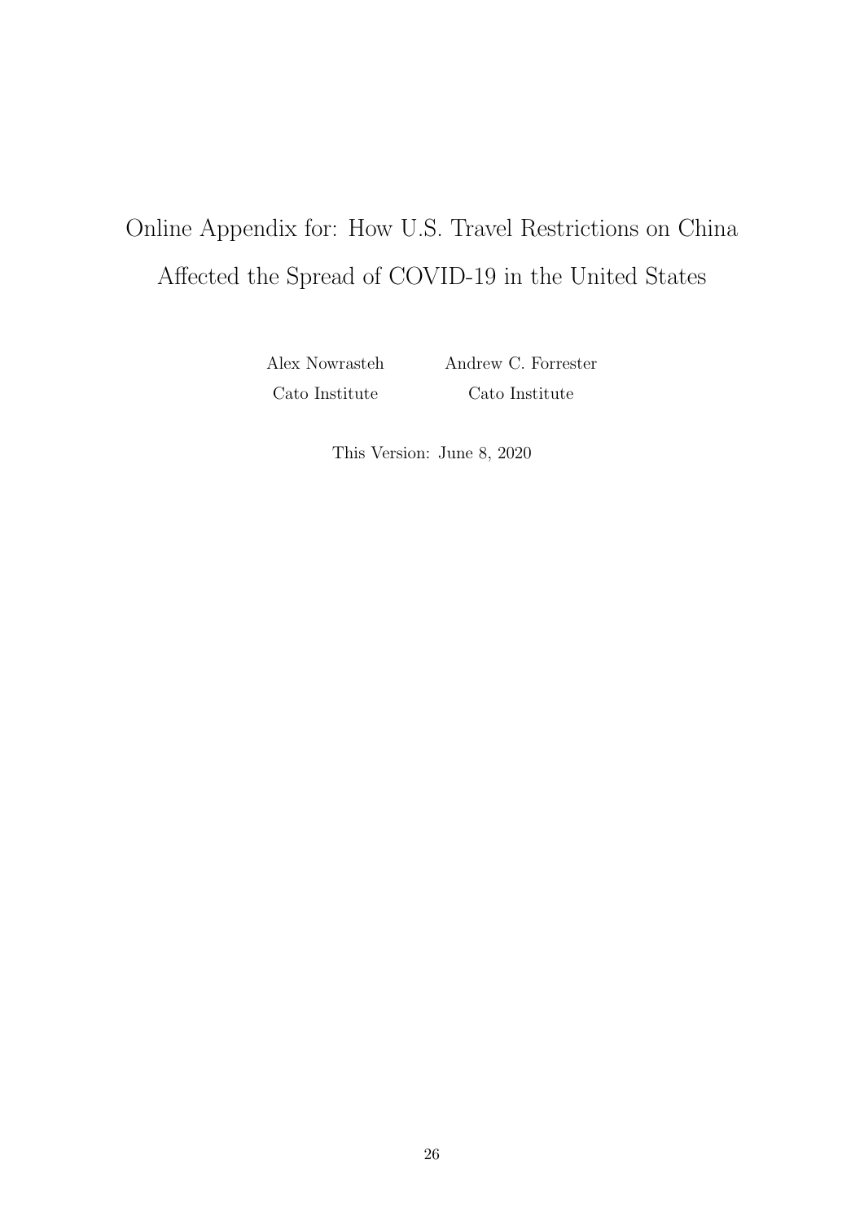# Online Appendix for: How U.S. Travel Restrictions on China Affected the Spread of COVID-19 in the United States

Alex Nowrasteh
Cato Institute

Andrew C. Forrester
Cato Institute

This Version: June 8, 2020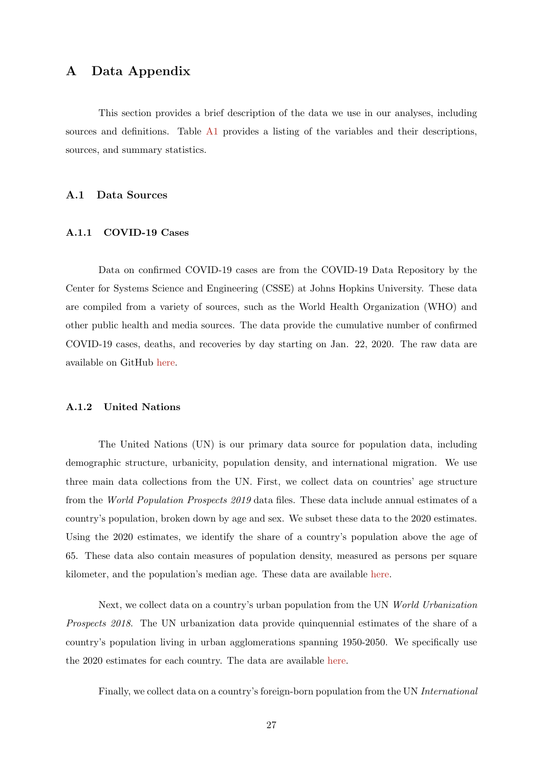# A Data Appendix

This section provides a brief description of the data we use in our analyses, including sources and definitions. Table A1 provides a listing of the variables and their descriptions, sources, and summary statistics.

## A.1 Data Sources

### A.1.1 COVID-19 Cases

Data on confirmed COVID-19 cases are from the COVID-19 Data Repository by the Center for Systems Science and Engineering (CSSE) at Johns Hopkins University. These data are compiled from a variety of sources, such as the World Health Organization (WHO) and other public health and media sources. The data provide the cumulative number of confirmed COVID-19 cases, deaths, and recoveries by day starting on Jan. 22, 2020. The raw data are available on GitHub here.

### A.1.2 United Nations

The United Nations (UN) is our primary data source for population data, including demographic structure, urbanicity, population density, and international migration. We use three main data collections from the UN. First, we collect data on countries' age structure from the *World Population Prospects 2019* data files. These data include annual estimates of a country's population, broken down by age and sex. We subset these data to the 2020 estimates. Using the 2020 estimates, we identify the share of a country's population above the age of 65. These data also contain measures of population density, measured as persons per square kilometer, and the population's median age. These data are available here.

Next, we collect data on a country's urban population from the UN *World Urbanization Prospects 2018*. The UN urbanization data provide quinquennial estimates of the share of a country's population living in urban agglomerations spanning 1950-2050. We specifically use the 2020 estimates for each country. The data are available here.

Finally, we collect data on a country's foreign-born population from the UN *International*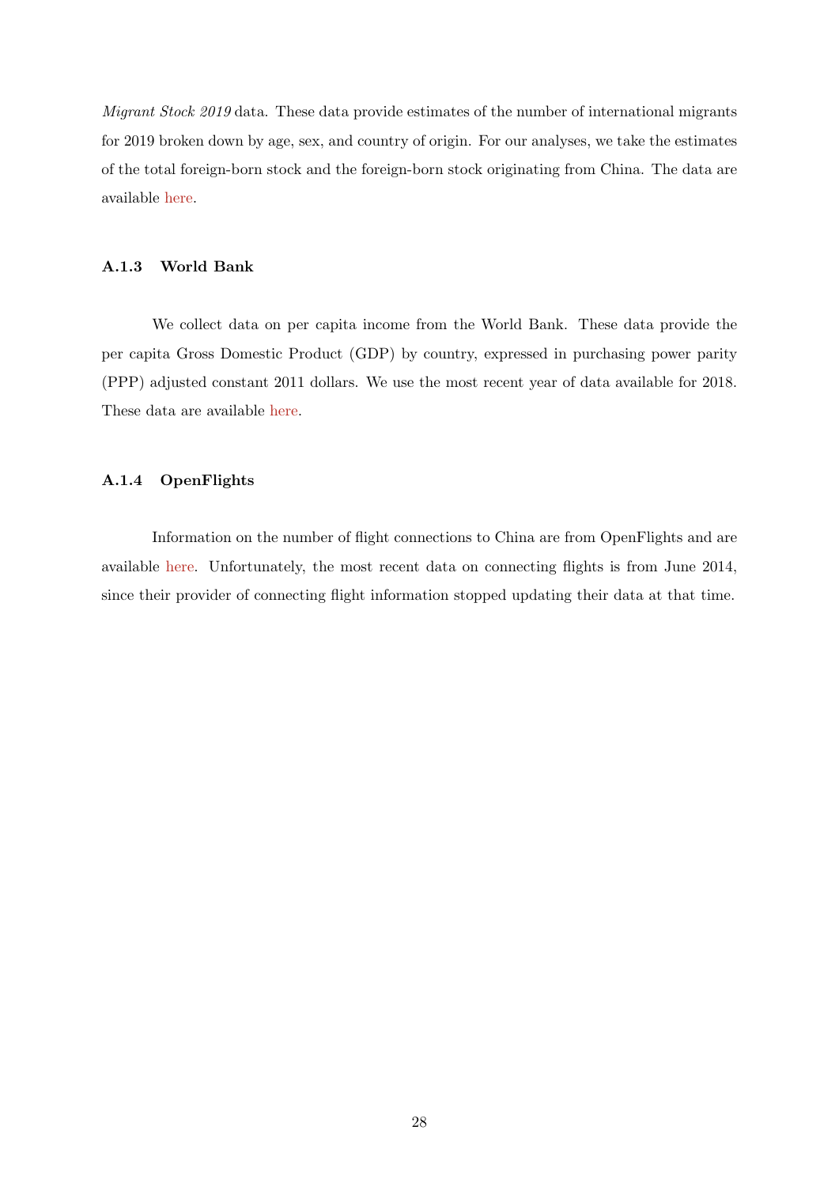*Migrant Stock 2019* data. These data provide estimates of the number of international migrants for 2019 broken down by age, sex, and country of origin. For our analyses, we take the estimates of the total foreign-born stock and the foreign-born stock originating from China. The data are available here.

### A.1.3 World Bank

We collect data on per capita income from the World Bank. These data provide the per capita Gross Domestic Product (GDP) by country, expressed in purchasing power parity (PPP) adjusted constant 2011 dollars. We use the most recent year of data available for 2018. These data are available here.

### A.1.4 OpenFlights

Information on the number of flight connections to China are from OpenFlights and are available here. Unfortunately, the most recent data on connecting flights is from June 2014, since their provider of connecting flight information stopped updating their data at that time.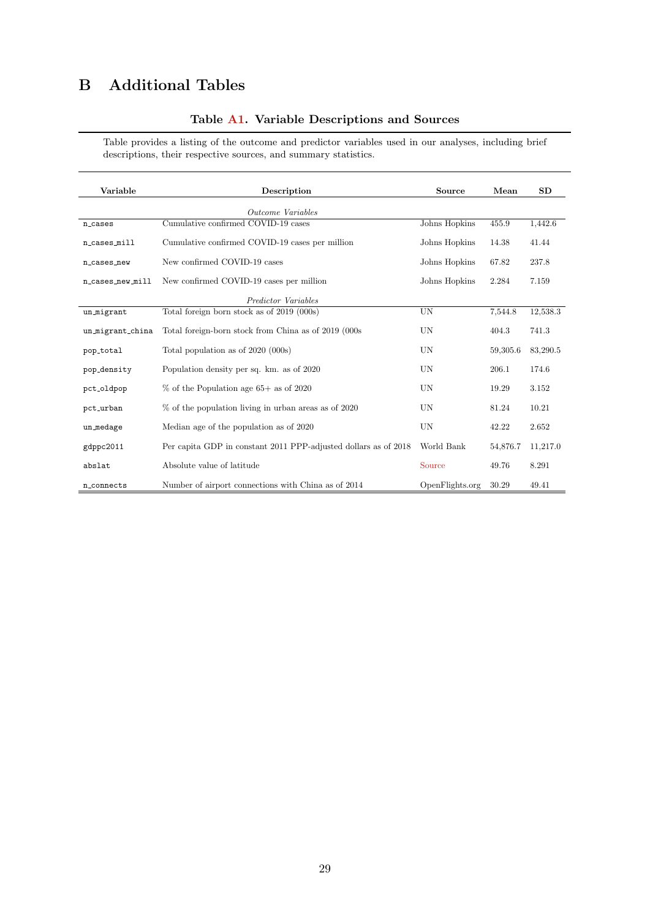# B Additional Tables

## Table A1. Variable Descriptions and Sources

Table provides a listing of the outcome and predictor variables used in our analyses, including brief descriptions, their respective sources, and summary statistics.

| Variable | Description | Source | Mean | SD |
|---|---|---|---|---|
| | *Outcome Variables* | | | |
| n_cases | Cumulative confirmed COVID-19 cases | Johns Hopkins | 455.9 | 1,442.6 |
| n_cases_mill | Cumulative confirmed COVID-19 cases per million | Johns Hopkins | 14.38 | 41.44 |
| n_cases_new | New confirmed COVID-19 cases | Johns Hopkins | 67.82 | 237.8 |
| n_cases_new_mill | New confirmed COVID-19 cases per million | Johns Hopkins | 2.284 | 7.159 |
| | *Predictor Variables* | | | |
| un_migrant | Total foreign born stock as of 2019 (000s) | UN | 7,544.8 | 12,538.3 |
| un_migrant_china | Total foreign-born stock from China as of 2019 (000s | UN | 404.3 | 741.3 |
| pop_total | Total population as of 2020 (000s) | UN | 59,305.6 | 83,290.5 |
| pop_density | Population density per sq. km. as of 2020 | UN | 206.1 | 174.6 |
| pct_oldpop | % of the Population age 65+ as of 2020 | UN | 19.29 | 3.152 |
| pct_urban | % of the population living in urban areas as of 2020 | UN | 81.24 | 10.21 |
| un_medage | Median age of the population as of 2020 | UN | 42.22 | 2.652 |
| gdppc2011 | Per capita GDP in constant 2011 PPP-adjusted dollars as of 2018 | World Bank | 54,876.7 | 11,217.0 |
| abslat | Absolute value of latitude | Source | 49.76 | 8.291 |
| n_connects | Number of airport connections with China as of 2014 | OpenFlights.org | 30.29 | 49.41 |